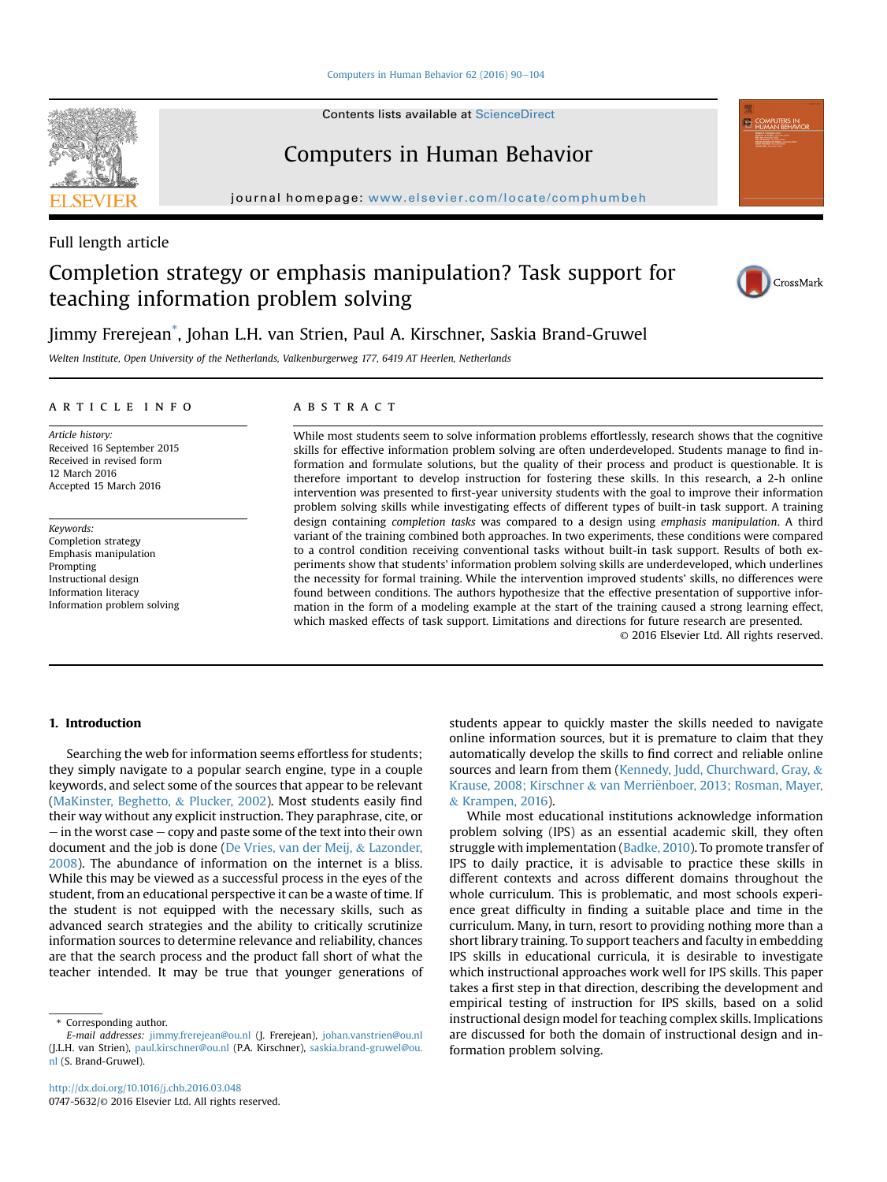Full length article

# Completion strategy or emphasis manipulation? Task support for teaching information problem solving

Jimmy Frerejean*, Johan L.H. van Strien, Paul A. Kirschner, Saskia Brand-Gruwel

*Welten Institute, Open University of the Netherlands, Valkenburgerweg 177, 6419 AT Heerlen, Netherlands*

## ARTICLE INFO

*Article history:*
Received 16 September 2015
Received in revised form
12 March 2016
Accepted 15 March 2016

*Keywords:*
Completion strategy
Emphasis manipulation
Prompting
Instructional design
Information literacy
Information problem solving

## ABSTRACT

While most students seem to solve information problems effortlessly, research shows that the cognitive skills for effective information problem solving are often underdeveloped. Students manage to find information and formulate solutions, but the quality of their process and product is questionable. It is therefore important to develop instruction for fostering these skills. In this research, a 2-h online intervention was presented to first-year university students with the goal to improve their information problem solving skills while investigating effects of different types of built-in task support. A training design containing *completion tasks* was compared to a design using *emphasis manipulation*. A third variant of the training combined both approaches. In two experiments, these conditions were compared to a control condition receiving conventional tasks without built-in task support. Results of both experiments show that students' information problem solving skills are underdeveloped, which underlines the necessity for formal training. While the intervention improved students' skills, no differences were found between conditions. The authors hypothesize that the effective presentation of supportive information in the form of a modeling example at the start of the training caused a strong learning effect, which masked effects of task support. Limitations and directions for future research are presented.

© 2016 Elsevier Ltd. All rights reserved.

## 1. Introduction

Searching the web for information seems effortless for students; they simply navigate to a popular search engine, type in a couple keywords, and select some of the sources that appear to be relevant (MaKinster, Beghetto, & Plucker, 2002). Most students easily find their way without any explicit instruction. They paraphrase, cite, or – in the worst case – copy and paste some of the text into their own document and the job is done (De Vries, van der Meij, & Lazonder, 2008). The abundance of information on the internet is a bliss. While this may be viewed as a successful process in the eyes of the student, from an educational perspective it can be a waste of time. If the student is not equipped with the necessary skills, such as advanced search strategies and the ability to critically scrutinize information sources to determine relevance and reliability, chances are that the search process and the product fall short of what the teacher intended. It may be true that younger generations of students appear to quickly master the skills needed to navigate online information sources, but it is premature to claim that they automatically develop the skills to find correct and reliable online sources and learn from them (Kennedy, Judd, Churchward, Gray, & Krause, 2008; Kirschner & van Merriënboer, 2013; Rosman, Mayer, & Krampen, 2016).

While most educational institutions acknowledge information problem solving (IPS) as an essential academic skill, they often struggle with implementation (Badke, 2010). To promote transfer of IPS to daily practice, it is advisable to practice these skills in different contexts and across different domains throughout the whole curriculum. This is problematic, and most schools experience great difficulty in finding a suitable place and time in the curriculum. Many, in turn, resort to providing nothing more than a short library training. To support teachers and faculty in embedding IPS skills in educational curricula, it is desirable to investigate which instructional approaches work well for IPS skills. This paper takes a first step in that direction, describing the development and empirical testing of instruction for IPS skills, based on a solid instructional design model for teaching complex skills. Implications are discussed for both the domain of instructional design and information problem solving.

* Corresponding author.
*E-mail addresses:* jimmy.frerejean@ou.nl (J. Frerejean), johan.vanstrien@ou.nl (J.L.H. van Strien), paul.kirschner@ou.nl (P.A. Kirschner), saskia.brand-gruwel@ou.nl (S. Brand-Gruwel).

http://dx.doi.org/10.1016/j.chb.2016.03.048
0747-5632/© 2016 Elsevier Ltd. All rights reserved.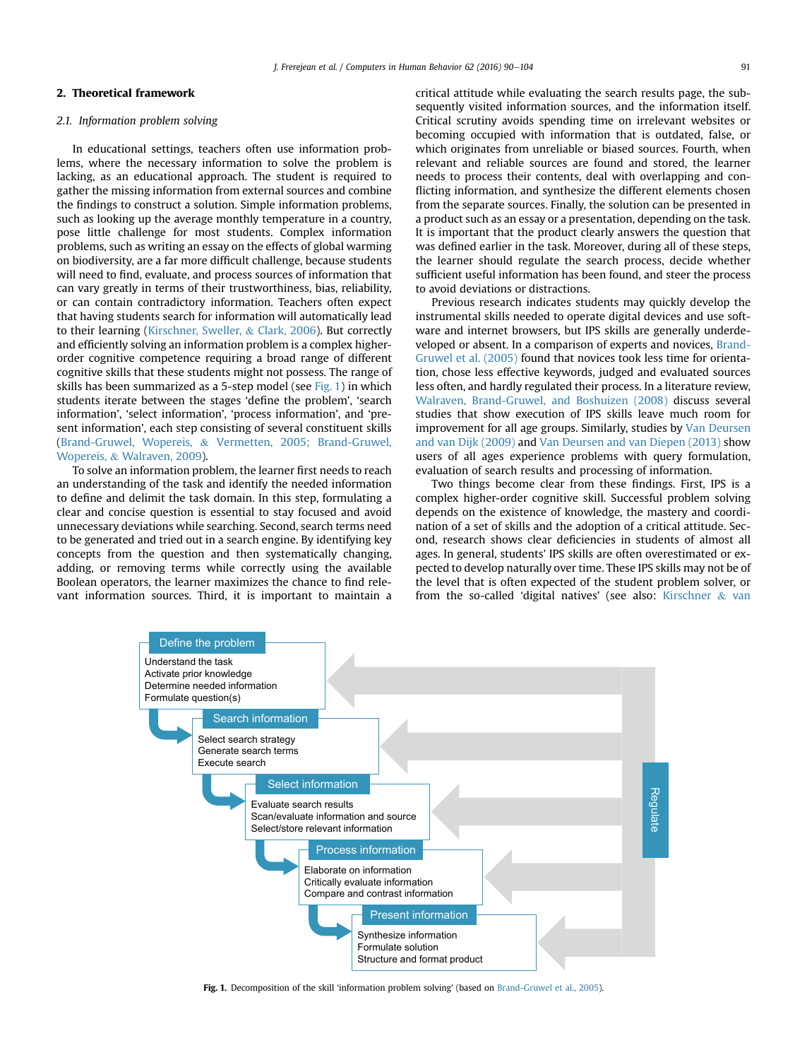## 2. Theoretical framework

### 2.1. Information problem solving

In educational settings, teachers often use information problems, where the necessary information to solve the problem is lacking, as an educational approach. The student is required to gather the missing information from external sources and combine the findings to construct a solution. Simple information problems, such as looking up the average monthly temperature in a country, pose little challenge for most students. Complex information problems, such as writing an essay on the effects of global warming on biodiversity, are a far more difficult challenge, because students will need to find, evaluate, and process sources of information that can vary greatly in terms of their trustworthiness, bias, reliability, or can contain contradictory information. Teachers often expect that having students search for information will automatically lead to their learning (Kirschner, Sweller, & Clark, 2006). But correctly and efficiently solving an information problem is a complex higher-order cognitive competence requiring a broad range of different cognitive skills that these students might not possess. The range of skills has been summarized as a 5-step model (see Fig. 1) in which students iterate between the stages 'define the problem', 'search information', 'select information', 'process information', and 'present information', each step consisting of several constituent skills (Brand-Gruwel, Wopereis, & Vermetten, 2005; Brand-Gruwel, Wopereis, & Walraven, 2009).

To solve an information problem, the learner first needs to reach an understanding of the task and identify the needed information to define and delimit the task domain. In this step, formulating a clear and concise question is essential to stay focused and avoid unnecessary deviations while searching. Second, search terms need to be generated and tried out in a search engine. By identifying key concepts from the question and then systematically changing, adding, or removing terms while correctly using the available Boolean operators, the learner maximizes the chance to find relevant information sources. Third, it is important to maintain a critical attitude while evaluating the search results page, the subsequently visited information sources, and the information itself. Critical scrutiny avoids spending time on irrelevant websites or becoming occupied with information that is outdated, false, or which originates from unreliable or biased sources. Fourth, when relevant and reliable sources are found and stored, the learner needs to process their contents, deal with overlapping and conflicting information, and synthesize the different elements chosen from the separate sources. Finally, the solution can be presented in a product such as an essay or a presentation, depending on the task. It is important that the product clearly answers the question that was defined earlier in the task. Moreover, during all of these steps, the learner should regulate the search process, decide whether sufficient useful information has been found, and steer the process to avoid deviations or distractions.

Previous research indicates students may quickly develop the instrumental skills needed to operate digital devices and use software and internet browsers, but IPS skills are generally underdeveloped or absent. In a comparison of experts and novices, Brand-Gruwel et al. (2005) found that novices took less time for orientation, chose less effective keywords, judged and evaluated sources less often, and hardly regulated their process. In a literature review, Walraven, Brand-Gruwel, and Boshuizen (2008) discuss several studies that show execution of IPS skills leave much room for improvement for all age groups. Similarly, studies by Van Deursen and van Dijk (2009) and Van Deursen and van Diepen (2013) show users of all ages experience problems with query formulation, evaluation of search results and processing of information.

Two things become clear from these findings. First, IPS is a complex higher-order cognitive skill. Successful problem solving depends on the existence of knowledge, the mastery and coordination of a set of skills and the adoption of a critical attitude. Second, research shows clear deficiencies in students of almost all ages. In general, students' IPS skills are often overestimated or expected to develop naturally over time. These IPS skills may not be of the level that is often expected of the student problem solver, or from the so-called 'digital natives' (see also: Kirschner & van

Define the problem
Understand the task
Activate prior knowledge
Determine needed information
Formulate question(s)

Search information
Select search strategy
Generate search terms
Execute search

Select information
Evaluate search results
Scan/evaluate information and source
Select/store relevant information

Process information
Elaborate on information
Critically evaluate information
Compare and contrast information

Present information
Synthesize information
Formulate solution
Structure and format product

Regulate

**Fig. 1.** Decomposition of the skill 'information problem solving' (based on Brand-Gruwel et al., 2005).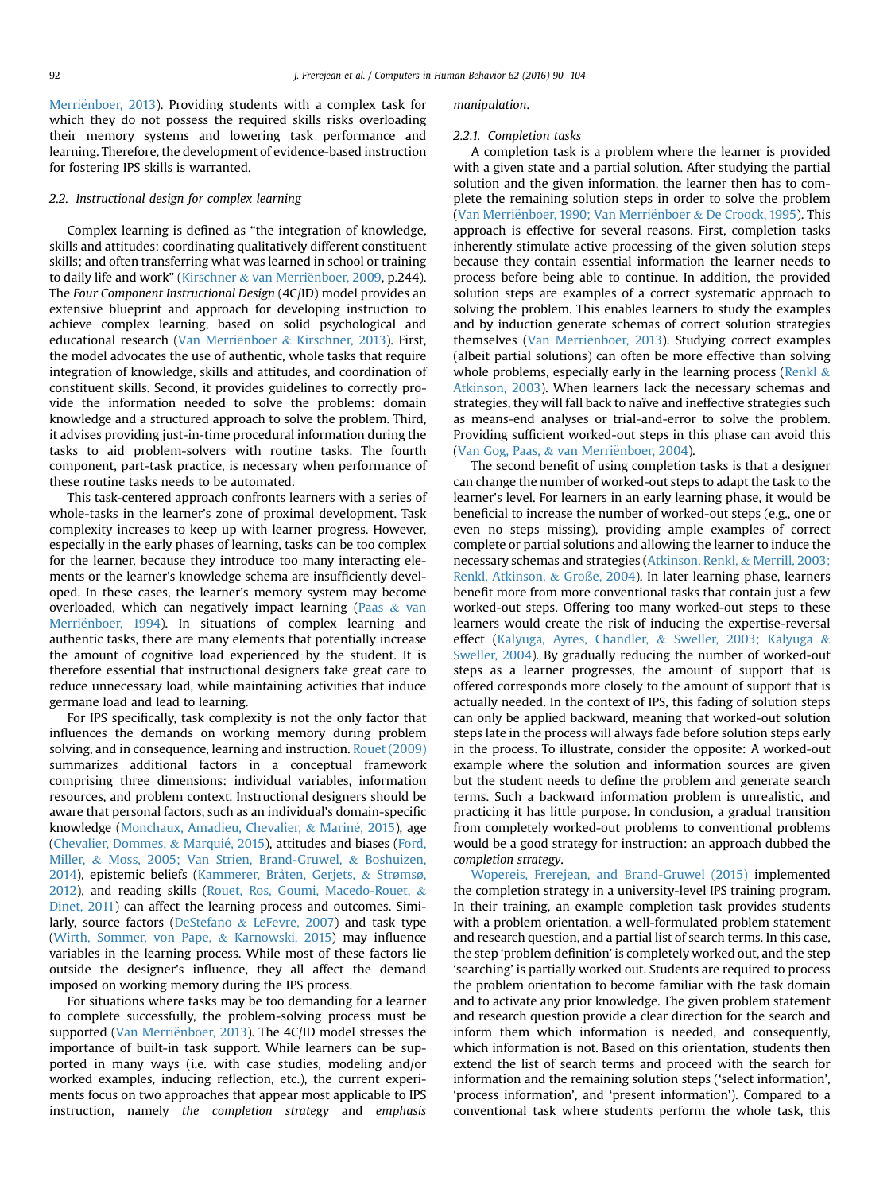Merriënboer, 2013). Providing students with a complex task for which they do not possess the required skills risks overloading their memory systems and lowering task performance and learning. Therefore, the development of evidence-based instruction for fostering IPS skills is warranted.

### 2.2. Instructional design for complex learning

Complex learning is defined as "the integration of knowledge, skills and attitudes; coordinating qualitatively different constituent skills; and often transferring what was learned in school or training to daily life and work" (Kirschner & van Merriënboer, 2009, p.244). The *Four Component Instructional Design* (4C/ID) model provides an extensive blueprint and approach for developing instruction to achieve complex learning, based on solid psychological and educational research (Van Merriënboer & Kirschner, 2013). First, the model advocates the use of authentic, whole tasks that require integration of knowledge, skills and attitudes, and coordination of constituent skills. Second, it provides guidelines to correctly provide the information needed to solve the problems: domain knowledge and a structured approach to solve the problem. Third, it advises providing just-in-time procedural information during the tasks to aid problem-solvers with routine tasks. The fourth component, part-task practice, is necessary when performance of these routine tasks needs to be automated.

This task-centered approach confronts learners with a series of whole-tasks in the learner's zone of proximal development. Task complexity increases to keep up with learner progress. However, especially in the early phases of learning, tasks can be too complex for the learner, because they introduce too many interacting elements or the learner's knowledge schema are insufficiently developed. In these cases, the learner's memory system may become overloaded, which can negatively impact learning (Paas & van Merriënboer, 1994). In situations of complex learning and authentic tasks, there are many elements that potentially increase the amount of cognitive load experienced by the student. It is therefore essential that instructional designers take great care to reduce unnecessary load, while maintaining activities that induce germane load and lead to learning.

For IPS specifically, task complexity is not the only factor that influences the demands on working memory during problem solving, and in consequence, learning and instruction. Rouet (2009) summarizes additional factors in a conceptual framework comprising three dimensions: individual variables, information resources, and problem context. Instructional designers should be aware that personal factors, such as an individual's domain-specific knowledge (Monchaux, Amadieu, Chevalier, & Mariné, 2015), age (Chevalier, Dommes, & Marquié, 2015), attitudes and biases (Ford, Miller, & Moss, 2005; Van Strien, Brand-Gruwel, & Boshuizen, 2014), epistemic beliefs (Kammerer, Bråten, Gerjets, & Strømsø, 2012), and reading skills (Rouet, Ros, Goumi, Macedo-Rouet, & Dinet, 2011) can affect the learning process and outcomes. Similarly, source factors (DeStefano & LeFevre, 2007) and task type (Wirth, Sommer, von Pape, & Karnowski, 2015) may influence variables in the learning process. While most of these factors lie outside the designer's influence, they all affect the demand imposed on working memory during the IPS process.

For situations where tasks may be too demanding for a learner to complete successfully, the problem-solving process must be supported (Van Merriënboer, 2013). The 4C/ID model stresses the importance of built-in task support. While learners can be supported in many ways (i.e. with case studies, modeling and/or worked examples, inducing reflection, etc.), the current experiments focus on two approaches that appear most applicable to IPS instruction, namely *the completion strategy* and *emphasis manipulation*.

#### 2.2.1. Completion tasks

A completion task is a problem where the learner is provided with a given state and a partial solution. After studying the partial solution and the given information, the learner then has to complete the remaining solution steps in order to solve the problem (Van Merriënboer, 1990; Van Merriënboer & De Croock, 1995). This approach is effective for several reasons. First, completion tasks inherently stimulate active processing of the given solution steps because they contain essential information the learner needs to process before being able to continue. In addition, the provided solution steps are examples of a correct systematic approach to solving the problem. This enables learners to study the examples and by induction generate schemas of correct solution strategies themselves (Van Merriënboer, 2013). Studying correct examples (albeit partial solutions) can often be more effective than solving whole problems, especially early in the learning process (Renkl & Atkinson, 2003). When learners lack the necessary schemas and strategies, they will fall back to naïve and ineffective strategies such as means-end analyses or trial-and-error to solve the problem. Providing sufficient worked-out steps in this phase can avoid this (Van Gog, Paas, & van Merriënboer, 2004).

The second benefit of using completion tasks is that a designer can change the number of worked-out steps to adapt the task to the learner's level. For learners in an early learning phase, it would be beneficial to increase the number of worked-out steps (e.g., one or even no steps missing), providing ample examples of correct complete or partial solutions and allowing the learner to induce the necessary schemas and strategies (Atkinson, Renkl, & Merrill, 2003; Renkl, Atkinson, & Große, 2004). In later learning phase, learners benefit more from more conventional tasks that contain just a few worked-out steps. Offering too many worked-out steps to these learners would create the risk of inducing the expertise-reversal effect (Kalyuga, Ayres, Chandler, & Sweller, 2003; Kalyuga & Sweller, 2004). By gradually reducing the number of worked-out steps as a learner progresses, the amount of support that is offered corresponds more closely to the amount of support that is actually needed. In the context of IPS, this fading of solution steps can only be applied backward, meaning that worked-out solution steps late in the process will always fade before solution steps early in the process. To illustrate, consider the opposite: A worked-out example where the solution and information sources are given but the student needs to define the problem and generate search terms. Such a backward information problem is unrealistic, and practicing it has little purpose. In conclusion, a gradual transition from completely worked-out problems to conventional problems would be a good strategy for instruction: an approach dubbed the *completion strategy*.

Wopereis, Frerejean, and Brand-Gruwel (2015) implemented the completion strategy in a university-level IPS training program. In their training, an example completion task provides students with a problem orientation, a well-formulated problem statement and research question, and a partial list of search terms. In this case, the step 'problem definition' is completely worked out, and the step 'searching' is partially worked out. Students are required to process the problem orientation to become familiar with the task domain and to activate any prior knowledge. The given problem statement and research question provide a clear direction for the search and inform them which information is needed, and consequently, which information is not. Based on this orientation, students then extend the list of search terms and proceed with the search for information and the remaining solution steps ('select information', 'process information', and 'present information'). Compared to a conventional task where students perform the whole task, this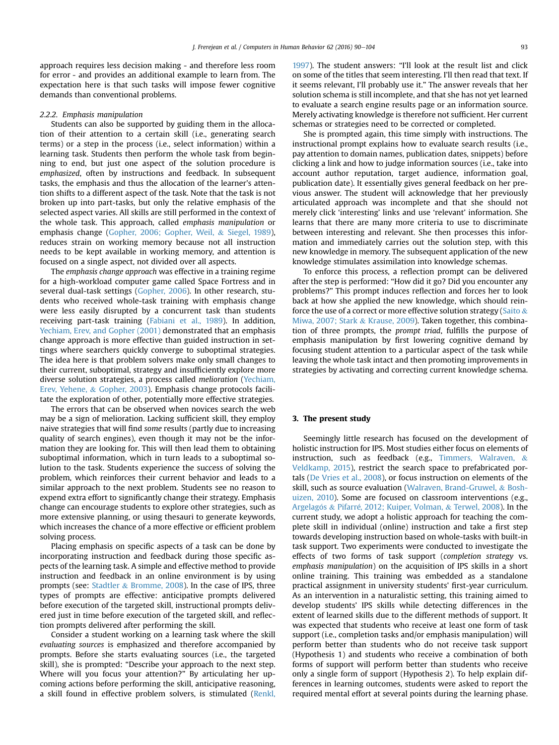approach requires less decision making - and therefore less room for error - and provides an additional example to learn from. The expectation here is that such tasks will impose fewer cognitive demands than conventional problems.

#### 2.2.2. Emphasis manipulation

Students can also be supported by guiding them in the allocation of their attention to a certain skill (i.e., generating search terms) or a step in the process (i.e., select information) within a learning task. Students then perform the whole task from beginning to end, but just one aspect of the solution procedure is *emphasized*, often by instructions and feedback. In subsequent tasks, the emphasis and thus the allocation of the learner's attention shifts to a different aspect of the task. Note that the task is not broken up into part-tasks, but only the relative emphasis of the selected aspect varies. All skills are still performed in the context of the whole task. This approach, called *emphasis manipulation* or emphasis change (Gopher, 2006; Gopher, Weil, & Siegel, 1989), reduces strain on working memory because not all instruction needs to be kept available in working memory, and attention is focused on a single aspect, not divided over all aspects.

The *emphasis change approach* was effective in a training regime for a high-workload computer game called Space Fortress and in several dual-task settings (Gopher, 2006). In other research, students who received whole-task training with emphasis change were less easily disrupted by a concurrent task than students receiving part-task training (Fabiani et al., 1989). In addition, Yechiam, Erev, and Gopher (2001) demonstrated that an emphasis change approach is more effective than guided instruction in settings where searchers quickly converge to suboptimal strategies. The idea here is that problem solvers make only small changes to their current, suboptimal, strategy and insufficiently explore more diverse solution strategies, a process called *melioration* (Yechiam, Erev, Yehene, & Gopher, 2003). Emphasis change protocols facilitate the exploration of other, potentially more effective strategies.

The errors that can be observed when novices search the web may be a sign of melioration. Lacking sufficient skill, they employ naive strategies that will find *some* results (partly due to increasing quality of search engines), even though it may not be the information they are looking for. This will then lead them to obtaining suboptimal information, which in turn leads to a suboptimal solution to the task. Students experience the success of solving the problem, which reinforces their current behavior and leads to a similar approach to the next problem. Students see no reason to expend extra effort to significantly change their strategy. Emphasis change can encourage students to explore other strategies, such as more extensive planning, or using thesauri to generate keywords, which increases the chance of a more effective or efficient problem solving process.

Placing emphasis on specific aspects of a task can be done by incorporating instruction and feedback during those specific aspects of the learning task. A simple and effective method to provide instruction and feedback in an online environment is by using prompts (see: Stadtler & Bromme, 2008). In the case of IPS, three types of prompts are effective: anticipative prompts delivered before execution of the targeted skill, instructional prompts delivered just in time before execution of the targeted skill, and reflection prompts delivered after performing the skill.

Consider a student working on a learning task where the skill *evaluating sources* is emphasized and therefore accompanied by prompts. Before she starts evaluating sources (i.e., the targeted skill), she is prompted: "Describe your approach to the next step. Where will you focus your attention?" By articulating her upcoming actions before performing the skill, anticipative reasoning, a skill found in effective problem solvers, is stimulated (Renkl, 1997). The student answers: "I'll look at the result list and click on some of the titles that seem interesting. I'll then read that text. If it seems relevant, I'll probably use it." The answer reveals that her solution schema is still incomplete, and that she has not yet learned to evaluate a search engine results page or an information source. Merely activating knowledge is therefore not sufficient. Her current schemas or strategies need to be corrected or completed.

She is prompted again, this time simply with instructions. The instructional prompt explains how to evaluate search results (i.e., pay attention to domain names, publication dates, snippets) before clicking a link and how to judge information sources (i.e., take into account author reputation, target audience, information goal, publication date). It essentially gives general feedback on her previous answer. The student will acknowledge that her previously articulated approach was incomplete and that she should not merely click 'interesting' links and use 'relevant' information. She learns that there are many more criteria to use to discriminate between interesting and relevant. She then processes this information and immediately carries out the solution step, with this new knowledge in memory. The subsequent application of the new knowledge stimulates assimilation into knowledge schemas.

To enforce this process, a reflection prompt can be delivered after the step is performed: "How did it go? Did you encounter any problems?" This prompt induces reflection and forces her to look back at how she applied the new knowledge, which should reinforce the use of a correct or more effective solution strategy (Saito & Miwa, 2007; Stark & Krause, 2009). Taken together, this combination of three prompts, the *prompt triad*, fulfills the purpose of emphasis manipulation by first lowering cognitive demand by focusing student attention to a particular aspect of the task while leaving the whole task intact and then promoting improvements in strategies by activating and correcting current knowledge schema.

## 3. The present study

Seemingly little research has focused on the development of holistic instruction for IPS. Most studies either focus on elements of instruction, such as feedback (e.g., Timmers, Walraven, & Veldkamp, 2015), restrict the search space to prefabricated portals (De Vries et al., 2008), or focus instruction on elements of the skill, such as source evaluation (Walraven, Brand-Gruwel, & Boshuizen, 2010). Some are focused on classroom interventions (e.g., Argelagós & Pifarré, 2012; Kuiper, Volman, & Terwel, 2008). In the current study, we adopt a holistic approach for teaching the complete skill in individual (online) instruction and take a first step towards developing instruction based on whole-tasks with built-in task support. Two experiments were conducted to investigate the effects of two forms of task support (*completion strategy* vs. *emphasis manipulation*) on the acquisition of IPS skills in a short online training. This training was embedded as a standalone practical assignment in university students' first-year curriculum. As an intervention in a naturalistic setting, this training aimed to develop students' IPS skills while detecting differences in the extent of learned skills due to the different methods of support. It was expected that students who receive at least one form of task support (i.e., completion tasks and/or emphasis manipulation) will perform better than students who do not receive task support (Hypothesis 1) and students who receive a combination of both forms of support will perform better than students who receive only a single form of support (Hypothesis 2). To help explain differences in learning outcomes, students were asked to report the required mental effort at several points during the learning phase.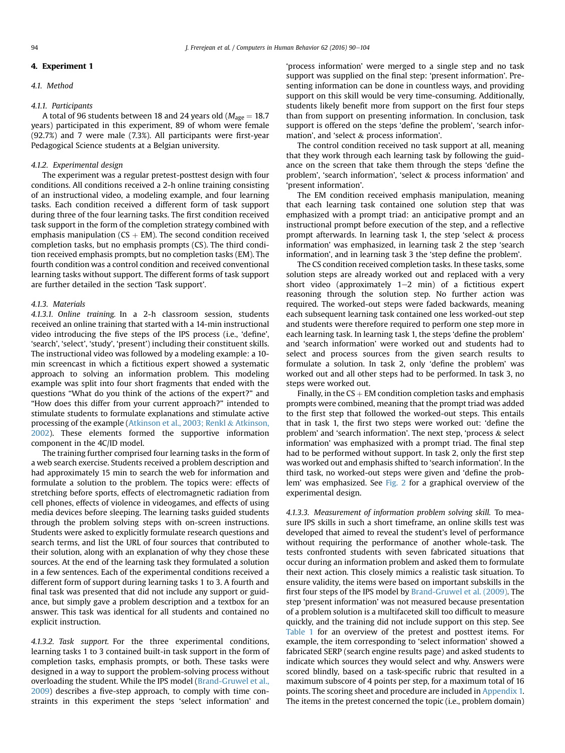## 4. Experiment 1

### 4.1. Method

#### 4.1.1. Participants

A total of 96 students between 18 and 24 years old ($M_{age} = 18.7$ years) participated in this experiment, 89 of whom were female (92.7%) and 7 were male (7.3%). All participants were first-year Pedagogical Science students at a Belgian university.

#### 4.1.2. Experimental design

The experiment was a regular pretest-posttest design with four conditions. All conditions received a 2-h online training consisting of an instructional video, a modeling example, and four learning tasks. Each condition received a different form of task support during three of the four learning tasks. The first condition received task support in the form of the completion strategy combined with emphasis manipulation (CS + EM). The second condition received completion tasks, but no emphasis prompts (CS). The third condition received emphasis prompts, but no completion tasks (EM). The fourth condition was a control condition and received conventional learning tasks without support. The different forms of task support are further detailed in the section 'Task support'.

#### 4.1.3. Materials

*4.1.3.1. Online training.* In a 2-h classroom session, students received an online training that started with a 14-min instructional video introducing the five steps of the IPS process (i.e., 'define', 'search', 'select', 'study', 'present') including their constituent skills. The instructional video was followed by a modeling example: a 10-min screencast in which a fictitious expert showed a systematic approach to solving an information problem. This modeling example was split into four short fragments that ended with the questions "What do you think of the actions of the expert?" and "How does this differ from your current approach?" intended to stimulate students to formulate explanations and stimulate active processing of the example (Atkinson et al., 2003; Renkl & Atkinson, 2002). These elements formed the supportive information component in the 4C/ID model.

The training further comprised four learning tasks in the form of a web search exercise. Students received a problem description and had approximately 15 min to search the web for information and formulate a solution to the problem. The topics were: effects of stretching before sports, effects of electromagnetic radiation from cell phones, effects of violence in videogames, and effects of using media devices before sleeping. The learning tasks guided students through the problem solving steps with on-screen instructions. Students were asked to explicitly formulate research questions and search terms, and list the URL of four sources that contributed to their solution, along with an explanation of why they chose these sources. At the end of the learning task they formulated a solution in a few sentences. Each of the experimental conditions received a different form of support during learning tasks 1 to 3. A fourth and final task was presented that did not include any support or guidance, but simply gave a problem description and a textbox for an answer. This task was identical for all students and contained no explicit instruction.

*4.1.3.2. Task support.* For the three experimental conditions, learning tasks 1 to 3 contained built-in task support in the form of completion tasks, emphasis prompts, or both. These tasks were designed in a way to support the problem-solving process without overloading the student. While the IPS model (Brand-Gruwel et al., 2009) describes a five-step approach, to comply with time constraints in this experiment the steps 'select information' and 'process information' were merged to a single step and no task support was supplied on the final step: 'present information'. Presenting information can be done in countless ways, and providing support on this skill would be very time-consuming. Additionally, students likely benefit more from support on the first four steps than from support on presenting information. In conclusion, task support is offered on the steps 'define the problem', 'search information', and 'select & process information'.

The control condition received no task support at all, meaning that they work through each learning task by following the guidance on the screen that take them through the steps 'define the problem', 'search information', 'select & process information' and 'present information'.

The EM condition received emphasis manipulation, meaning that each learning task contained one solution step that was emphasized with a prompt triad: an anticipative prompt and an instructional prompt before execution of the step, and a reflective prompt afterwards. In learning task 1, the step 'select & process information' was emphasized, in learning task 2 the step 'search information', and in learning task 3 the 'step define the problem'.

The CS condition received completion tasks. In these tasks, some solution steps are already worked out and replaced with a very short video (approximately 1–2 min) of a fictitious expert reasoning through the solution step. No further action was required. The worked-out steps were faded backwards, meaning each subsequent learning task contained one less worked-out step and students were therefore required to perform one step more in each learning task. In learning task 1, the steps 'define the problem' and 'search information' were worked out and students had to select and process sources from the given search results to formulate a solution. In task 2, only 'define the problem' was worked out and all other steps had to be performed. In task 3, no steps were worked out.

Finally, in the CS + EM condition completion tasks and emphasis prompts were combined, meaning that the prompt triad was added to the first step that followed the worked-out steps. This entails that in task 1, the first two steps were worked out: 'define the problem' and 'search information'. The next step, 'process & select information' was emphasized with a prompt triad. The final step had to be performed without support. In task 2, only the first step was worked out and emphasis shifted to 'search information'. In the third task, no worked-out steps were given and 'define the problem' was emphasized. See Fig. 2 for a graphical overview of the experimental design.

*4.1.3.3. Measurement of information problem solving skill.* To measure IPS skills in such a short timeframe, an online skills test was developed that aimed to reveal the student's level of performance without requiring the performance of another whole-task. The tests confronted students with seven fabricated situations that occur during an information problem and asked them to formulate their next action. This closely mimics a realistic task situation. To ensure validity, the items were based on important subskills in the first four steps of the IPS model by Brand-Gruwel et al. (2009). The step 'present information' was not measured because presentation of a problem solution is a multifaceted skill too difficult to measure quickly, and the training did not include support on this step. See Table 1 for an overview of the pretest and posttest items. For example, the item corresponding to 'select information' showed a fabricated SERP (search engine results page) and asked students to indicate which sources they would select and why. Answers were scored blindly, based on a task-specific rubric that resulted in a maximum subscore of 4 points per step, for a maximum total of 16 points. The scoring sheet and procedure are included in Appendix 1. The items in the pretest concerned the topic (i.e., problem domain)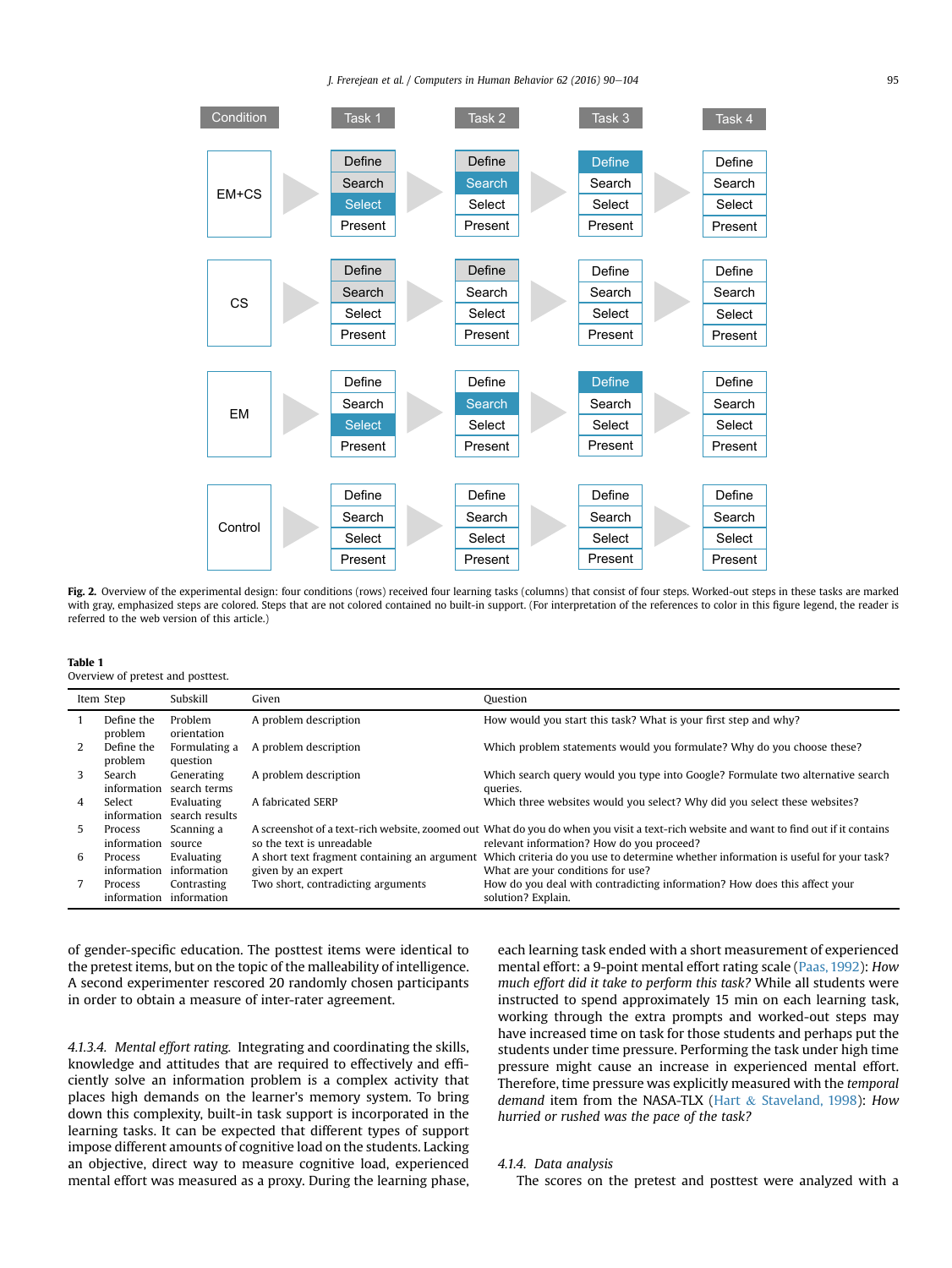| Condition | Task 1 | Task 2 | Task 3 | Task 4 |
|---|---|---|---|---|
| EM+CS | Define, Search, Select, Present | Define, Search, Select, Present | Define, Search, Select, Present | Define, Search, Select, Present |
| CS | Define, Search, Select, Present | Define, Search, Select, Present | Define, Search, Select, Present | Define, Search, Select, Present |
| EM | Define, Search, Select, Present | Define, Search, Select, Present | Define, Search, Select, Present | Define, Search, Select, Present |
| Control | Define, Search, Select, Present | Define, Search, Select, Present | Define, Search, Select, Present | Define, Search, Select, Present |

**Fig. 2.** Overview of the experimental design: four conditions (rows) received four learning tasks (columns) that consist of four steps. Worked-out steps in these tasks are marked with gray, emphasized steps are colored. Steps that are not colored contained no built-in support. (For interpretation of the references to color in this figure legend, the reader is referred to the web version of this article.)

**Table 1**
Overview of pretest and posttest.

| Item | Step | Subskill | Given | Question |
|---|---|---|---|---|
| 1 | Define the problem | Problem orientation | A problem description | How would you start this task? What is your first step and why? |
| 2 | Define the problem | Formulating a question | A problem description | Which problem statements would you formulate? Why do you choose these? |
| 3 | Search information | Generating search terms | A problem description | Which search query would you type into Google? Formulate two alternative search queries. |
| 4 | Select information | Evaluating search results | A fabricated SERP | Which three websites would you select? Why did you select these websites? |
| 5 | Process information | Scanning a source | A screenshot of a text-rich website, zoomed out so the text is unreadable | What do you do when you visit a text-rich website and want to find out if it contains relevant information? How do you proceed? |
| 6 | Process information | Evaluating information | A short text fragment containing an argument given by an expert | Which criteria do you use to determine whether information is useful for your task? What are your conditions for use? |
| 7 | Process information | Contrasting information | Two short, contradicting arguments | How do you deal with contradicting information? How does this affect your solution? Explain. |

of gender-specific education. The posttest items were identical to the pretest items, but on the topic of the malleability of intelligence. A second experimenter rescored 20 randomly chosen participants in order to obtain a measure of inter-rater agreement.

*4.1.3.4. Mental effort rating.* Integrating and coordinating the skills, knowledge and attitudes that are required to effectively and efficiently solve an information problem is a complex activity that places high demands on the learner's memory system. To bring down this complexity, built-in task support is incorporated in the learning tasks. It can be expected that different types of support impose different amounts of cognitive load on the students. Lacking an objective, direct way to measure cognitive load, experienced mental effort was measured as a proxy. During the learning phase, each learning task ended with a short measurement of experienced mental effort: a 9-point mental effort rating scale (Paas, 1992): *How much effort did it take to perform this task?* While all students were instructed to spend approximately 15 min on each learning task, working through the extra prompts and worked-out steps may have increased time on task for those students and perhaps put the students under time pressure. Performing the task under high time pressure might cause an increase in experienced mental effort. Therefore, time pressure was explicitly measured with the *temporal demand* item from the NASA-TLX (Hart & Staveland, 1998): *How hurried or rushed was the pace of the task?*

*4.1.4. Data analysis*

The scores on the pretest and posttest were analyzed with a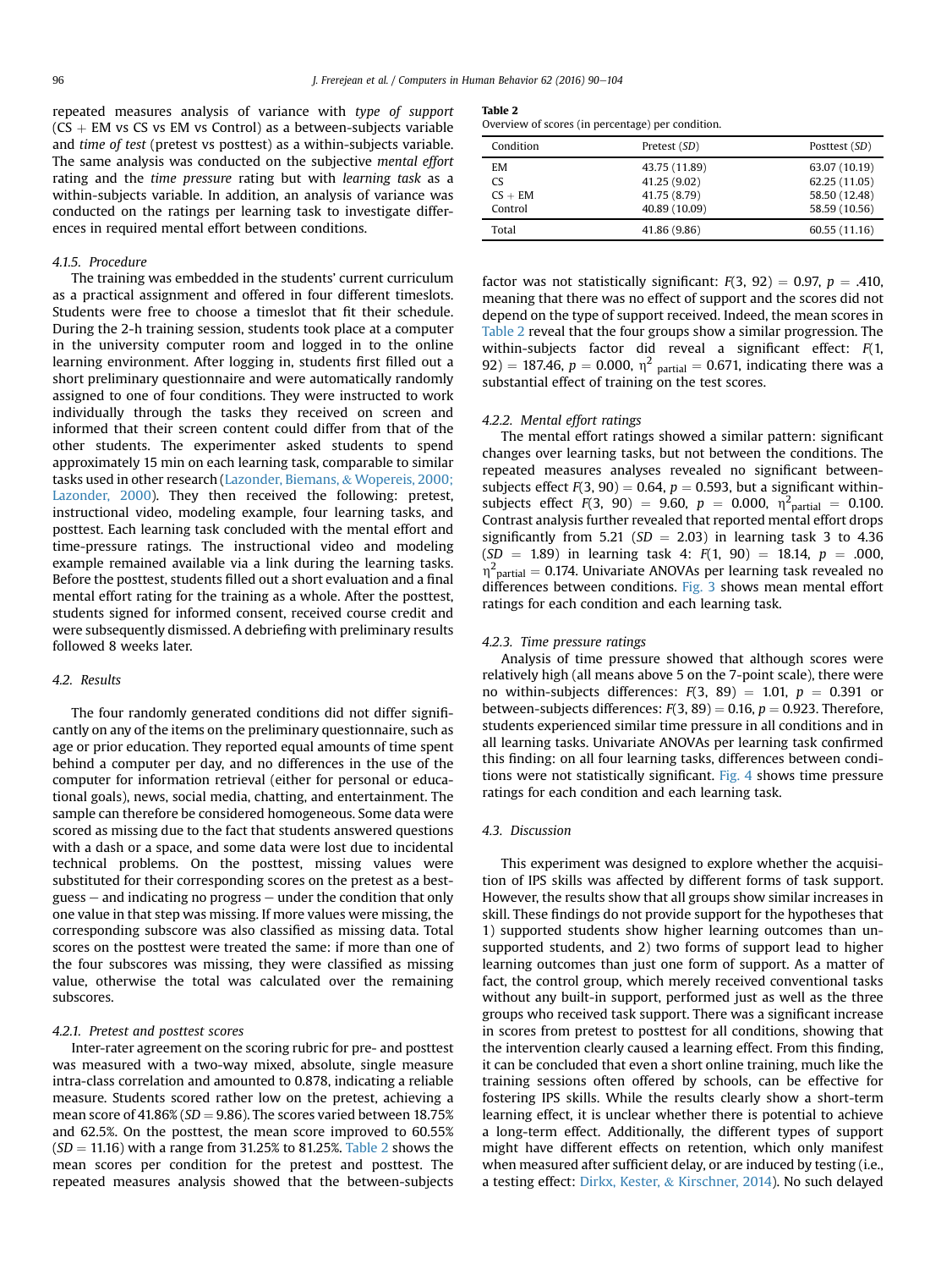repeated measures analysis of variance with *type of support* (CS + EM vs CS vs EM vs Control) as a between-subjects variable and *time of test* (pretest vs posttest) as a within-subjects variable. The same analysis was conducted on the subjective *mental effort* rating and the *time pressure* rating but with *learning task* as a within-subjects variable. In addition, an analysis of variance was conducted on the ratings per learning task to investigate differences in required mental effort between conditions.

#### 4.1.5. Procedure

The training was embedded in the students' current curriculum as a practical assignment and offered in four different timeslots. Students were free to choose a timeslot that fit their schedule. During the 2-h training session, students took place at a computer in the university computer room and logged in to the online learning environment. After logging in, students first filled out a short preliminary questionnaire and were automatically randomly assigned to one of four conditions. They were instructed to work individually through the tasks they received on screen and informed that their screen content could differ from that of the other students. The experimenter asked students to spend approximately 15 min on each learning task, comparable to similar tasks used in other research (Lazonder, Biemans, & Wopereis, 2000; Lazonder, 2000). They then received the following: pretest, instructional video, modeling example, four learning tasks, and posttest. Each learning task concluded with the mental effort and time-pressure ratings. The instructional video and modeling example remained available via a link during the learning tasks. Before the posttest, students filled out a short evaluation and a final mental effort rating for the training as a whole. After the posttest, students signed for informed consent, received course credit and were subsequently dismissed. A debriefing with preliminary results followed 8 weeks later.

### 4.2. Results

The four randomly generated conditions did not differ significantly on any of the items on the preliminary questionnaire, such as age or prior education. They reported equal amounts of time spent behind a computer per day, and no differences in the use of the computer for information retrieval (either for personal or educational goals), news, social media, chatting, and entertainment. The sample can therefore be considered homogeneous. Some data were scored as missing due to the fact that students answered questions with a dash or a space, and some data were lost due to incidental technical problems. On the posttest, missing values were substituted for their corresponding scores on the pretest as a best-guess – and indicating no progress – under the condition that only one value in that step was missing. If more values were missing, the corresponding subscore was also classified as missing data. Total scores on the posttest were treated the same: if more than one of the four subscores was missing, they were classified as missing value, otherwise the total was calculated over the remaining subscores.

#### 4.2.1. Pretest and posttest scores

Inter-rater agreement on the scoring rubric for pre- and posttest was measured with a two-way mixed, absolute, single measure intra-class correlation and amounted to 0.878, indicating a reliable measure. Students scored rather low on the pretest, achieving a mean score of 41.86% ($SD = 9.86$). The scores varied between 18.75% and 62.5%. On the posttest, the mean score improved to 60.55% ($SD = 11.16$) with a range from 31.25% to 81.25%. Table 2 shows the mean scores per condition for the pretest and posttest. The repeated measures analysis showed that the between-subjects

**Table 2**
Overview of scores (in percentage) per condition.

| Condition | Pretest (*SD*) | Posttest (*SD*) |
|---|---|---|
| EM | 43.75 (11.89) | 63.07 (10.19) |
| CS | 41.25 (9.02) | 62.25 (11.05) |
| CS + EM | 41.75 (8.79) | 58.50 (12.48) |
| Control | 40.89 (10.09) | 58.59 (10.56) |
| Total | 41.86 (9.86) | 60.55 (11.16) |

factor was not statistically significant: $F(3, 92) = 0.97$, $p = .410$, meaning that there was no effect of support and the scores did not depend on the type of support received. Indeed, the mean scores in Table 2 reveal that the four groups show a similar progression. The within-subjects factor did reveal a significant effect: $F(1, 92) = 187.46$, $p = 0.000$, $\eta^2_{\text{partial}} = 0.671$, indicating there was a substantial effect of training on the test scores.

#### 4.2.2. Mental effort ratings

The mental effort ratings showed a similar pattern: significant changes over learning tasks, but not between the conditions. The repeated measures analyses revealed no significant between-subjects effect $F(3, 90) = 0.64$, $p = 0.593$, but a significant within-subjects effect $F(3, 90) = 9.60$, $p = 0.000$, $\eta^2_{\text{partial}} = 0.100$. Contrast analysis further revealed that reported mental effort drops significantly from 5.21 ($SD = 2.03$) in learning task 3 to 4.36 ($SD = 1.89$) in learning task 4: $F(1, 90) = 18.14$, $p = .000$, $\eta^2_{\text{partial}} = 0.174$. Univariate ANOVAs per learning task revealed no differences between conditions. Fig. 3 shows mean mental effort ratings for each condition and each learning task.

#### 4.2.3. Time pressure ratings

Analysis of time pressure showed that although scores were relatively high (all means above 5 on the 7-point scale), there were no within-subjects differences: $F(3, 89) = 1.01$, $p = 0.391$ or between-subjects differences: $F(3, 89) = 0.16$, $p = 0.923$. Therefore, students experienced similar time pressure in all conditions and in all learning tasks. Univariate ANOVAs per learning task confirmed this finding: on all four learning tasks, differences between conditions were not statistically significant. Fig. 4 shows time pressure ratings for each condition and each learning task.

### 4.3. Discussion

This experiment was designed to explore whether the acquisition of IPS skills was affected by different forms of task support. However, the results show that all groups show similar increases in skill. These findings do not provide support for the hypotheses that 1) supported students show higher learning outcomes than unsupported students, and 2) two forms of support lead to higher learning outcomes than just one form of support. As a matter of fact, the control group, which merely received conventional tasks without any built-in support, performed just as well as the three groups who received task support. There was a significant increase in scores from pretest to posttest for all conditions, showing that the intervention clearly caused a learning effect. From this finding, it can be concluded that even a short online training, much like the training sessions often offered by schools, can be effective for fostering IPS skills. While the results clearly show a short-term learning effect, it is unclear whether there is potential to achieve a long-term effect. Additionally, the different types of support might have different effects on retention, which only manifest when measured after sufficient delay, or are induced by testing (i.e., a testing effect: Dirkx, Kester, & Kirschner, 2014). No such delayed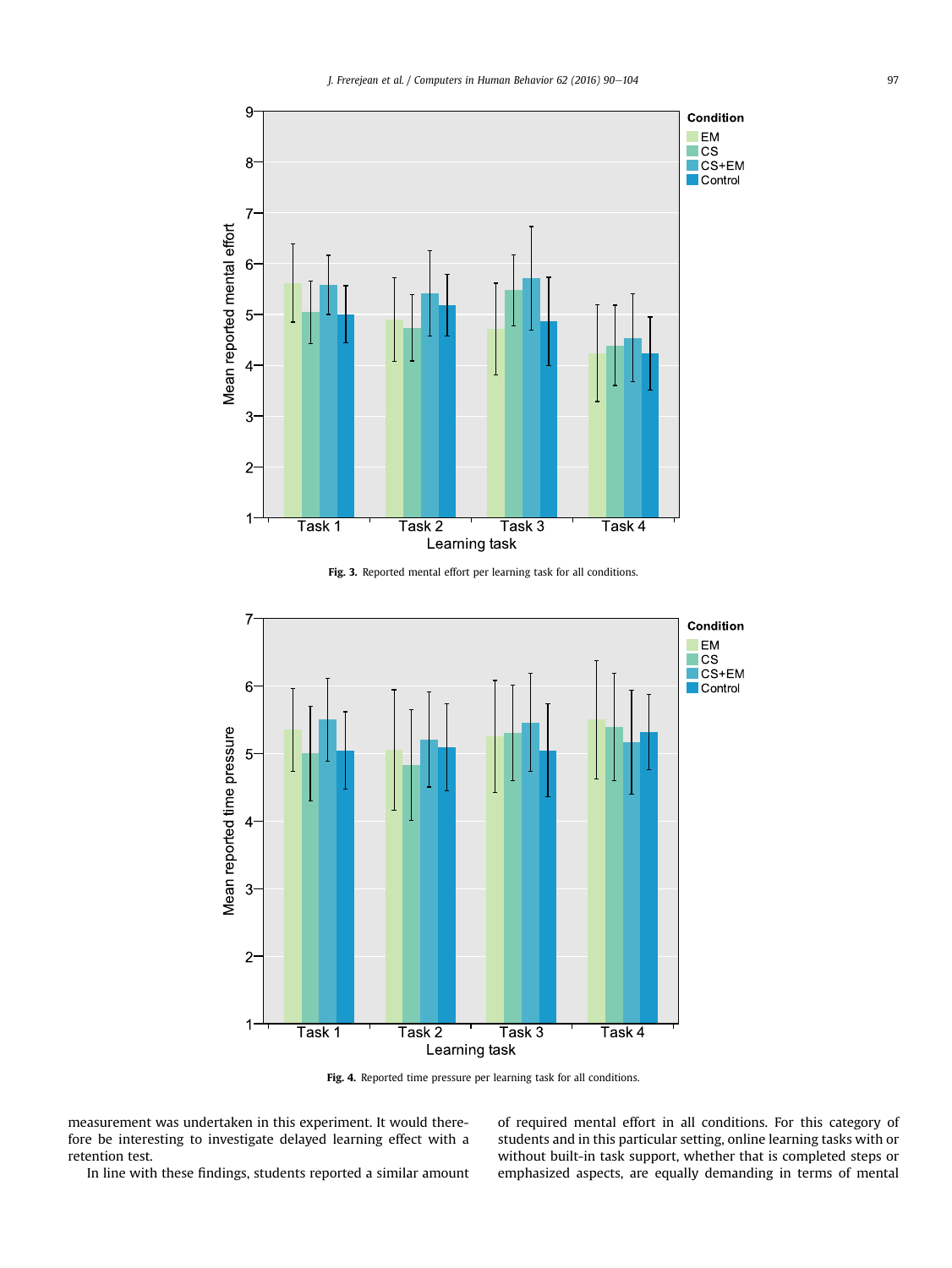Fig. 3. Reported mental effort per learning task for all conditions.

Fig. 4. Reported time pressure per learning task for all conditions.

measurement was undertaken in this experiment. It would therefore be interesting to investigate delayed learning effect with a retention test.

In line with these findings, students reported a similar amount of required mental effort in all conditions. For this category of students and in this particular setting, online learning tasks with or without built-in task support, whether that is completed steps or emphasized aspects, are equally demanding in terms of mental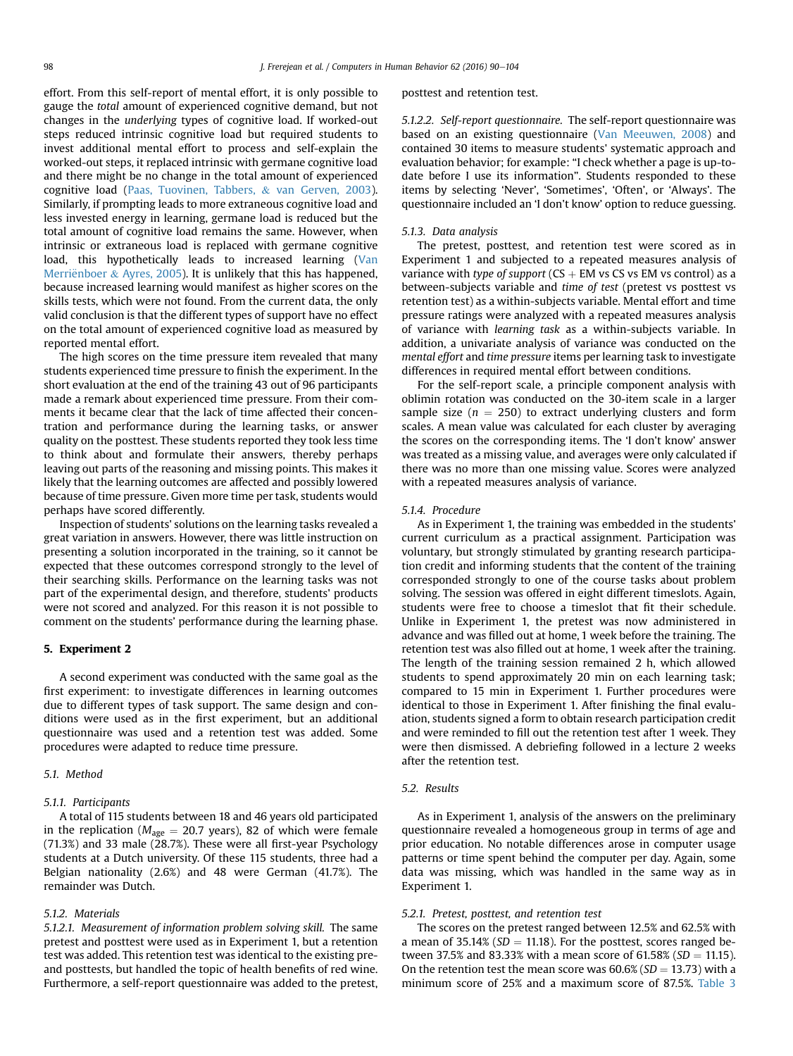effort. From this self-report of mental effort, it is only possible to gauge the *total* amount of experienced cognitive demand, but not changes in the *underlying* types of cognitive load. If worked-out steps reduced intrinsic cognitive load but required students to invest additional mental effort to process and self-explain the worked-out steps, it replaced intrinsic with germane cognitive load and there might be no change in the total amount of experienced cognitive load (Paas, Tuovinen, Tabbers, & van Gerven, 2003). Similarly, if prompting leads to more extraneous cognitive load and less invested energy in learning, germane load is reduced but the total amount of cognitive load remains the same. However, when intrinsic or extraneous load is replaced with germane cognitive load, this hypothetically leads to increased learning (Van Merriënboer & Ayres, 2005). It is unlikely that this has happened, because increased learning would manifest as higher scores on the skills tests, which were not found. From the current data, the only valid conclusion is that the different types of support have no effect on the total amount of experienced cognitive load as measured by reported mental effort.

The high scores on the time pressure item revealed that many students experienced time pressure to finish the experiment. In the short evaluation at the end of the training 43 out of 96 participants made a remark about experienced time pressure. From their comments it became clear that the lack of time affected their concentration and performance during the learning tasks, or answer quality on the posttest. These students reported they took less time to think about and formulate their answers, thereby perhaps leaving out parts of the reasoning and missing points. This makes it likely that the learning outcomes are affected and possibly lowered because of time pressure. Given more time per task, students would perhaps have scored differently.

Inspection of students' solutions on the learning tasks revealed a great variation in answers. However, there was little instruction on presenting a solution incorporated in the training, so it cannot be expected that these outcomes correspond strongly to the level of their searching skills. Performance on the learning tasks was not part of the experimental design, and therefore, students' products were not scored and analyzed. For this reason it is not possible to comment on the students' performance during the learning phase.

## 5. Experiment 2

A second experiment was conducted with the same goal as the first experiment: to investigate differences in learning outcomes due to different types of task support. The same design and conditions were used as in the first experiment, but an additional questionnaire was used and a retention test was added. Some procedures were adapted to reduce time pressure.

### 5.1. Method

#### 5.1.1. Participants

A total of 115 students between 18 and 46 years old participated in the replication ($M_{age} = 20.7$ years), 82 of which were female (71.3%) and 33 male (28.7%). These were all first-year Psychology students at a Dutch university. Of these 115 students, three had a Belgian nationality (2.6%) and 48 were German (41.7%). The remainder was Dutch.

#### 5.1.2. Materials

*5.1.2.1. Measurement of information problem solving skill.* The same pretest and posttest were used as in Experiment 1, but a retention test was added. This retention test was identical to the existing pre- and posttests, but handled the topic of health benefits of red wine. Furthermore, a self-report questionnaire was added to the pretest, posttest and retention test.

*5.1.2.2. Self-report questionnaire.* The self-report questionnaire was based on an existing questionnaire (Van Meeuwen, 2008) and contained 30 items to measure students' systematic approach and evaluation behavior; for example: "I check whether a page is up-to-date before I use its information". Students responded to these items by selecting 'Never', 'Sometimes', 'Often', or 'Always'. The questionnaire included an 'I don't know' option to reduce guessing.

#### 5.1.3. Data analysis

The pretest, posttest, and retention test were scored as in Experiment 1 and subjected to a repeated measures analysis of variance with *type of support* (CS + EM vs CS vs EM vs control) as a between-subjects variable and *time of test* (pretest vs posttest vs retention test) as a within-subjects variable. Mental effort and time pressure ratings were analyzed with a repeated measures analysis of variance with *learning task* as a within-subjects variable. In addition, a univariate analysis of variance was conducted on the *mental effort* and *time pressure* items per learning task to investigate differences in required mental effort between conditions.

For the self-report scale, a principle component analysis with oblimin rotation was conducted on the 30-item scale in a larger sample size ($n = 250$) to extract underlying clusters and form scales. A mean value was calculated for each cluster by averaging the scores on the corresponding items. The 'I don't know' answer was treated as a missing value, and averages were only calculated if there was no more than one missing value. Scores were analyzed with a repeated measures analysis of variance.

#### 5.1.4. Procedure

As in Experiment 1, the training was embedded in the students' current curriculum as a practical assignment. Participation was voluntary, but strongly stimulated by granting research participation credit and informing students that the content of the training corresponded strongly to one of the course tasks about problem solving. The session was offered in eight different timeslots. Again, students were free to choose a timeslot that fit their schedule. Unlike in Experiment 1, the pretest was now administered in advance and was filled out at home, 1 week before the training. The retention test was also filled out at home, 1 week after the training. The length of the training session remained 2 h, which allowed students to spend approximately 20 min on each learning task; compared to 15 min in Experiment 1. Further procedures were identical to those in Experiment 1. After finishing the final evaluation, students signed a form to obtain research participation credit and were reminded to fill out the retention test after 1 week. They were then dismissed. A debriefing followed in a lecture 2 weeks after the retention test.

### 5.2. Results

As in Experiment 1, analysis of the answers on the preliminary questionnaire revealed a homogeneous group in terms of age and prior education. No notable differences arose in computer usage patterns or time spent behind the computer per day. Again, some data was missing, which was handled in the same way as in Experiment 1.

#### 5.2.1. Pretest, posttest, and retention test

The scores on the pretest ranged between 12.5% and 62.5% with a mean of 35.14% ($SD = 11.18$). For the posttest, scores ranged between 37.5% and 83.33% with a mean score of 61.58% ($SD = 11.15$). On the retention test the mean score was 60.6% ($SD = 13.73$) with a minimum score of 25% and a maximum score of 87.5%. Table 3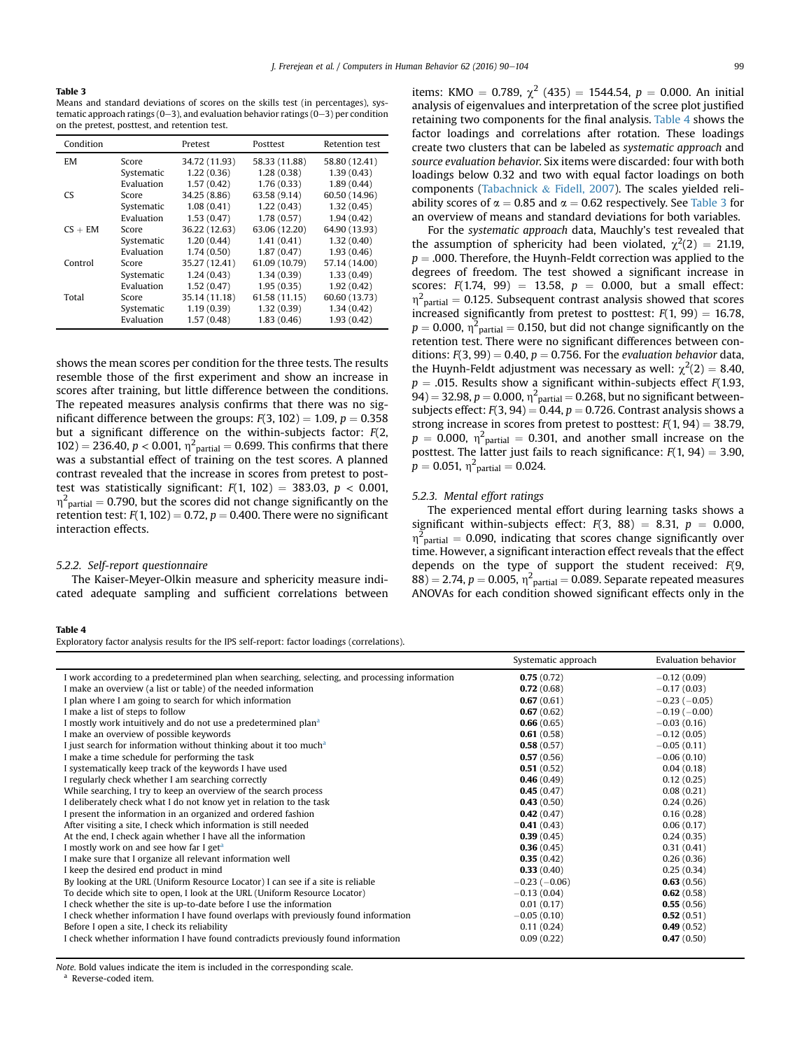**Table 3**
Means and standard deviations of scores on the skills test (in percentages), systematic approach ratings (0–3), and evaluation behavior ratings (0–3) per condition on the pretest, posttest, and retention test.

| Condition | | Pretest | Posttest | Retention test |
|---|---|---|---|---|
| EM | Score | 34.72 (11.93) | 58.33 (11.88) | 58.80 (12.41) |
| | Systematic | 1.22 (0.36) | 1.28 (0.38) | 1.39 (0.43) |
| | Evaluation | 1.57 (0.42) | 1.76 (0.33) | 1.89 (0.44) |
| CS | Score | 34.25 (8.86) | 63.58 (9.14) | 60.50 (14.96) |
| | Systematic | 1.08 (0.41) | 1.22 (0.43) | 1.32 (0.45) |
| | Evaluation | 1.53 (0.47) | 1.78 (0.57) | 1.94 (0.42) |
| CS + EM | Score | 36.22 (12.63) | 63.06 (12.20) | 64.90 (13.93) |
| | Systematic | 1.20 (0.44) | 1.41 (0.41) | 1.32 (0.40) |
| | Evaluation | 1.74 (0.50) | 1.87 (0.47) | 1.93 (0.46) |
| Control | Score | 35.27 (12.41) | 61.09 (10.79) | 57.14 (14.00) |
| | Systematic | 1.24 (0.43) | 1.34 (0.39) | 1.33 (0.49) |
| | Evaluation | 1.52 (0.47) | 1.95 (0.35) | 1.92 (0.42) |
| Total | Score | 35.14 (11.18) | 61.58 (11.15) | 60.60 (13.73) |
| | Systematic | 1.19 (0.39) | 1.32 (0.39) | 1.34 (0.42) |
| | Evaluation | 1.57 (0.48) | 1.83 (0.46) | 1.93 (0.42) |

shows the mean scores per condition for the three tests. The results resemble those of the first experiment and show an increase in scores after training, but little difference between the conditions. The repeated measures analysis confirms that there was no significant difference between the groups: $F(3, 102) = 1.09$, $p = 0.358$ but a significant difference on the within-subjects factor: $F(2, 102) = 236.40$, $p < 0.001$, $\eta^2_{partial} = 0.699$. This confirms that there was a substantial effect of training on the test scores. A planned contrast revealed that the increase in scores from pretest to posttest was statistically significant: $F(1, 102) = 383.03$, $p < 0.001$, $\eta^2_{partial} = 0.790$, but the scores did not change significantly on the retention test: $F(1, 102) = 0.72$, $p = 0.400$. There were no significant interaction effects.

#### 5.2.2. Self-report questionnaire

The Kaiser-Meyer-Olkin measure and sphericity measure indicated adequate sampling and sufficient correlations between items: KMO = 0.789, $\chi^2$ (435) = 1544.54, $p = 0.000$. An initial analysis of eigenvalues and interpretation of the scree plot justified retaining two components for the final analysis. Table 4 shows the factor loadings and correlations after rotation. These loadings create two clusters that can be labeled as *systematic approach* and *source evaluation behavior*. Six items were discarded: four with both loadings below 0.32 and two with equal factor loadings on both components (Tabachnick & Fidell, 2007). The scales yielded reliability scores of $\alpha = 0.85$ and $\alpha = 0.62$ respectively. See Table 3 for an overview of means and standard deviations for both variables.

For the *systematic approach* data, Mauchly's test revealed that the assumption of sphericity had been violated, $\chi^2(2) = 21.19$, $p = .000$. Therefore, the Huynh-Feldt correction was applied to the degrees of freedom. The test showed a significant increase in scores: $F(1.74, 99) = 13.58$, $p = 0.000$, but a small effect: $\eta^2_{partial} = 0.125$. Subsequent contrast analysis showed that scores increased significantly from pretest to posttest: $F(1, 99) = 16.78$, $p = 0.000$, $\eta^2_{partial} = 0.150$, but did not change significantly on the retention test. There were no significant differences between conditions: $F(3, 99) = 0.40$, $p = 0.756$. For the *evaluation behavior* data, the Huynh-Feldt adjustment was necessary as well: $\chi^2(2) = 8.40$, $p = .015$. Results show a significant within-subjects effect $F(1.93, 94) = 32.98$, $p = 0.000$, $\eta^2_{partial} = 0.268$, but no significant between-subjects effect: $F(3, 94) = 0.44$, $p = 0.726$. Contrast analysis shows a strong increase in scores from pretest to posttest: $F(1, 94) = 38.79$, $p = 0.000$, $\eta^2_{partial} = 0.301$, and another small increase on the posttest. The latter just fails to reach significance: $F(1, 94) = 3.90$, $p = 0.051$, $\eta^2_{partial} = 0.024$.

#### 5.2.3. Mental effort ratings

The experienced mental effort during learning tasks shows a significant within-subjects effect: $F(3, 88) = 8.31$, $p = 0.000$, $\eta^2_{partial} = 0.090$, indicating that scores change significantly over time. However, a significant interaction effect reveals that the effect depends on the type of support the student received: $F(9, 88) = 2.74$, $p = 0.005$, $\eta^2_{partial} = 0.089$. Separate repeated measures ANOVAs for each condition showed significant effects only in the

**Table 4**
Exploratory factor analysis results for the IPS self-report: factor loadings (correlations).

| | Systematic approach | Evaluation behavior |
|---|---|---|
| I work according to a predetermined plan when searching, selecting, and processing information | **0.75** (0.72) | −0.12 (0.09) |
| I make an overview (a list or table) of the needed information | **0.72** (0.68) | −0.17 (0.03) |
| I plan where I am going to search for which information | **0.67** (0.61) | −0.23 (−0.05) |
| I make a list of steps to follow | **0.67** (0.62) | −0.19 (−0.00) |
| I mostly work intuitively and do not use a predetermined plan[a] | **0.66** (0.65) | −0.03 (0.16) |
| I make an overview of possible keywords | **0.61** (0.58) | −0.12 (0.05) |
| I just search for information without thinking about it too much[a] | **0.58** (0.57) | −0.05 (0.11) |
| I make a time schedule for performing the task | **0.57** (0.56) | −0.06 (0.10) |
| I systematically keep track of the keywords I have used | **0.51** (0.52) | 0.04 (0.18) |
| I regularly check whether I am searching correctly | **0.46** (0.49) | 0.12 (0.25) |
| While searching, I try to keep an overview of the search process | **0.45** (0.47) | 0.08 (0.21) |
| I deliberately check what I do not know yet in relation to the task | **0.43** (0.50) | 0.24 (0.26) |
| I present the information in an organized and ordered fashion | **0.42** (0.47) | 0.16 (0.28) |
| After visiting a site, I check which information is still needed | **0.41** (0.43) | 0.06 (0.17) |
| At the end, I check again whether I have all the information | **0.39** (0.45) | 0.24 (0.35) |
| I mostly work on and see how far I get[a] | **0.36** (0.45) | 0.31 (0.41) |
| I make sure that I organize all relevant information well | **0.35** (0.42) | 0.26 (0.36) |
| I keep the desired end product in mind | **0.33** (0.40) | 0.25 (0.34) |
| By looking at the URL (Uniform Resource Locator) I can see if a site is reliable | −0.23 (−0.06) | **0.63** (0.56) |
| To decide which site to open, I look at the URL (Uniform Resource Locator) | −0.13 (0.04) | **0.62** (0.58) |
| I check whether the site is up-to-date before I use the information | 0.01 (0.17) | **0.55** (0.56) |
| I check whether information I have found overlaps with previously found information | −0.05 (0.10) | **0.52** (0.51) |
| Before I open a site, I check its reliability | 0.11 (0.24) | **0.49** (0.52) |
| I check whether information I have found contradicts previously found information | 0.09 (0.22) | **0.47** (0.50) |

*Note.* Bold values indicate the item is included in the corresponding scale.
[a] Reverse-coded item.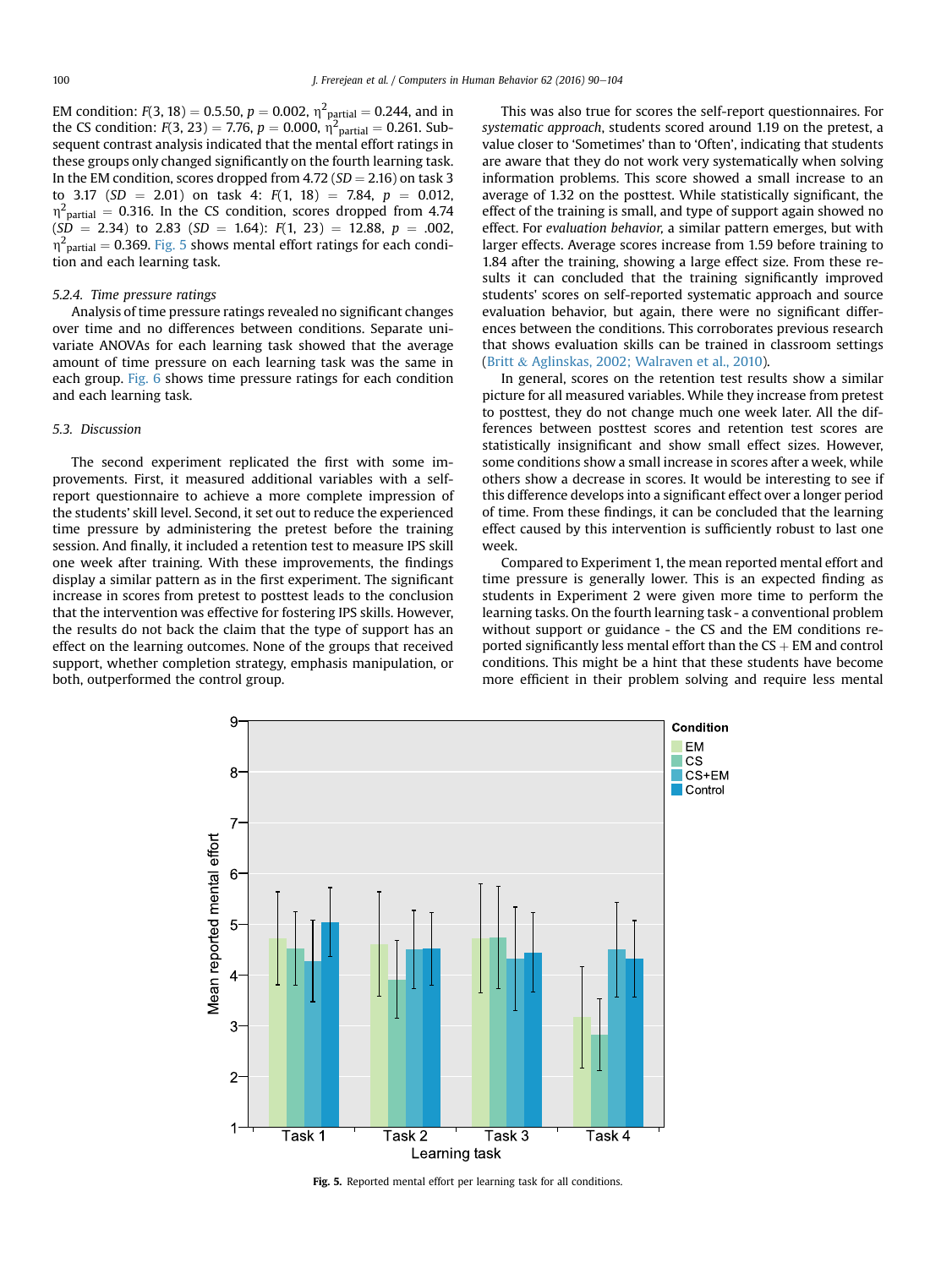EM condition: $F(3, 18) = 0.5.50$, $p = 0.002$, $\eta^2_{partial} = 0.244$, and in the CS condition: $F(3, 23) = 7.76$, $p = 0.000$, $\eta^2_{partial} = 0.261$. Subsequent contrast analysis indicated that the mental effort ratings in these groups only changed significantly on the fourth learning task. In the EM condition, scores dropped from 4.72 ($SD = 2.16$) on task 3 to 3.17 ($SD = 2.01$) on task 4: $F(1, 18) = 7.84$, $p = 0.012$, $\eta^2_{partial} = 0.316$. In the CS condition, scores dropped from 4.74 ($SD = 2.34$) to 2.83 ($SD = 1.64$): $F(1, 23) = 12.88$, $p = .002$, $\eta^2_{partial} = 0.369$. Fig. 5 shows mental effort ratings for each condition and each learning task.

#### 5.2.4. Time pressure ratings

Analysis of time pressure ratings revealed no significant changes over time and no differences between conditions. Separate univariate ANOVAs for each learning task showed that the average amount of time pressure on each learning task was the same in each group. Fig. 6 shows time pressure ratings for each condition and each learning task.

### 5.3. Discussion

The second experiment replicated the first with some improvements. First, it measured additional variables with a self-report questionnaire to achieve a more complete impression of the students' skill level. Second, it set out to reduce the experienced time pressure by administering the pretest before the training session. And finally, it included a retention test to measure IPS skill one week after training. With these improvements, the findings display a similar pattern as in the first experiment. The significant increase in scores from pretest to posttest leads to the conclusion that the intervention was effective for fostering IPS skills. However, the results do not back the claim that the type of support has an effect on the learning outcomes. None of the groups that received support, whether completion strategy, emphasis manipulation, or both, outperformed the control group.

This was also true for scores the self-report questionnaires. For *systematic approach*, students scored around 1.19 on the pretest, a value closer to 'Sometimes' than to 'Often', indicating that students are aware that they do not work very systematically when solving information problems. This score showed a small increase to an average of 1.32 on the posttest. While statistically significant, the effect of the training is small, and type of support again showed no effect. For *evaluation behavior*, a similar pattern emerges, but with larger effects. Average scores increase from 1.59 before training to 1.84 after the training, showing a large effect size. From these results it can concluded that the training significantly improved students' scores on self-reported systematic approach and source evaluation behavior, but again, there were no significant differences between the conditions. This corroborates previous research that shows evaluation skills can be trained in classroom settings (Britt & Aglinskas, 2002; Walraven et al., 2010).

In general, scores on the retention test results show a similar picture for all measured variables. While they increase from pretest to posttest, they do not change much one week later. All the differences between posttest scores and retention test scores are statistically insignificant and show small effect sizes. However, some conditions show a small increase in scores after a week, while others show a decrease in scores. It would be interesting to see if this difference develops into a significant effect over a longer period of time. From these findings, it can be concluded that the learning effect caused by this intervention is sufficiently robust to last one week.

Compared to Experiment 1, the mean reported mental effort and time pressure is generally lower. This is an expected finding as students in Experiment 2 were given more time to perform the learning tasks. On the fourth learning task - a conventional problem without support or guidance - the CS and the EM conditions reported significantly less mental effort than the CS + EM and control conditions. This might be a hint that these students have become more efficient in their problem solving and require less mental

**Fig. 5.** Reported mental effort per learning task for all conditions.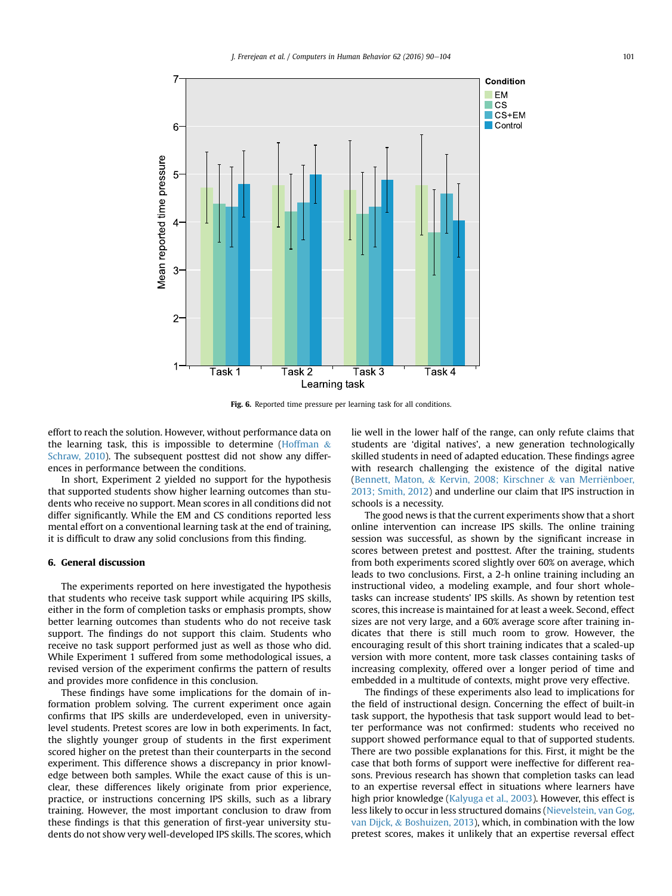Condition
EM
CS
CS+EM
Control

Mean reported time pressure

7
6
5
4
3
2
1

Task 1
Task 2
Task 3
Task 4

Learning task

**Fig. 6.** Reported time pressure per learning task for all conditions.

effort to reach the solution. However, without performance data on the learning task, this is impossible to determine (Hoffman & Schraw, 2010). The subsequent posttest did not show any differences in performance between the conditions.

In short, Experiment 2 yielded no support for the hypothesis that supported students show higher learning outcomes than students who receive no support. Mean scores in all conditions did not differ significantly. While the EM and CS conditions reported less mental effort on a conventional learning task at the end of training, it is difficult to draw any solid conclusions from this finding.

## 6. General discussion

The experiments reported on here investigated the hypothesis that students who receive task support while acquiring IPS skills, either in the form of completion tasks or emphasis prompts, show better learning outcomes than students who do not receive task support. The findings do not support this claim. Students who receive no task support performed just as well as those who did. While Experiment 1 suffered from some methodological issues, a revised version of the experiment confirms the pattern of results and provides more confidence in this conclusion.

These findings have some implications for the domain of information problem solving. The current experiment once again confirms that IPS skills are underdeveloped, even in university-level students. Pretest scores are low in both experiments. In fact, the slightly younger group of students in the first experiment scored higher on the pretest than their counterparts in the second experiment. This difference shows a discrepancy in prior knowledge between both samples. While the exact cause of this is unclear, these differences likely originate from prior experience, practice, or instructions concerning IPS skills, such as a library training. However, the most important conclusion to draw from these findings is that this generation of first-year university students do not show very well-developed IPS skills. The scores, which lie well in the lower half of the range, can only refute claims that students are 'digital natives', a new generation technologically skilled students in need of adapted education. These findings agree with research challenging the existence of the digital native (Bennett, Maton, & Kervin, 2008; Kirschner & van Merriënboer, 2013; Smith, 2012) and underline our claim that IPS instruction in schools is a necessity.

The good news is that the current experiments show that a short online intervention can increase IPS skills. The online training session was successful, as shown by the significant increase in scores between pretest and posttest. After the training, students from both experiments scored slightly over 60% on average, which leads to two conclusions. First, a 2-h online training including an instructional video, a modeling example, and four short whole-tasks can increase students' IPS skills. As shown by retention test scores, this increase is maintained for at least a week. Second, effect sizes are not very large, and a 60% average score after training indicates that there is still much room to grow. However, the encouraging result of this short training indicates that a scaled-up version with more content, more task classes containing tasks of increasing complexity, offered over a longer period of time and embedded in a multitude of contexts, might prove very effective.

The findings of these experiments also lead to implications for the field of instructional design. Concerning the effect of built-in task support, the hypothesis that task support would lead to better performance was not confirmed: students who received no support showed performance equal to that of supported students. There are two possible explanations for this. First, it might be the case that both forms of support were ineffective for different reasons. Previous research has shown that completion tasks can lead to an expertise reversal effect in situations where learners have high prior knowledge (Kalyuga et al., 2003). However, this effect is less likely to occur in less structured domains (Nievelstein, van Gog, van Dijck, & Boshuizen, 2013), which, in combination with the low pretest scores, makes it unlikely that an expertise reversal effect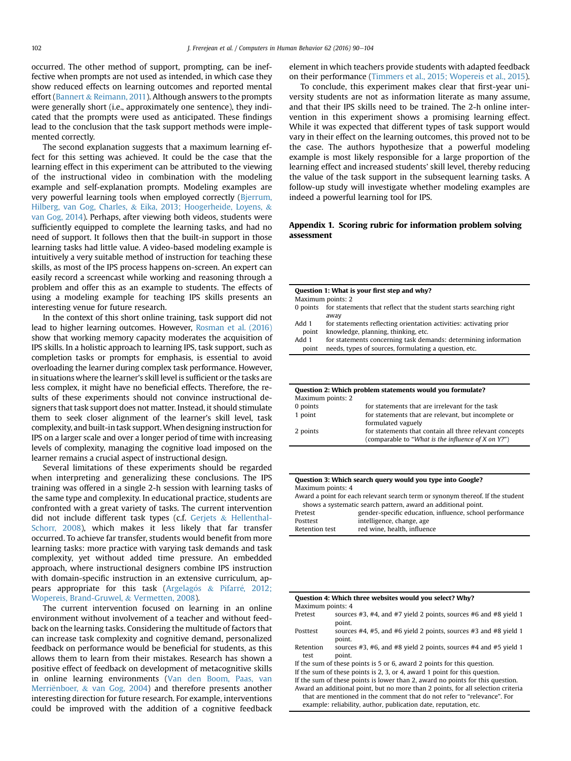occurred. The other method of support, prompting, can be ineffective when prompts are not used as intended, in which case they show reduced effects on learning outcomes and reported mental effort (Bannert & Reimann, 2011). Although answers to the prompts were generally short (i.e., approximately one sentence), they indicated that the prompts were used as anticipated. These findings lead to the conclusion that the task support methods were implemented correctly.

The second explanation suggests that a maximum learning effect for this setting was achieved. It could be the case that the learning effect in this experiment can be attributed to the viewing of the instructional video in combination with the modeling example and self-explanation prompts. Modeling examples are very powerful learning tools when employed correctly (Bjerrum, Hilberg, van Gog, Charles, & Eika, 2013; Hoogerheide, Loyens, & van Gog, 2014). Perhaps, after viewing both videos, students were sufficiently equipped to complete the learning tasks, and had no need of support. It follows then that the built-in support in those learning tasks had little value. A video-based modeling example is intuitively a very suitable method of instruction for teaching these skills, as most of the IPS process happens on-screen. An expert can easily record a screencast while working and reasoning through a problem and offer this as an example to students. The effects of using a modeling example for teaching IPS skills presents an interesting venue for future research.

In the context of this short online training, task support did not lead to higher learning outcomes. However, Rosman et al. (2016) show that working memory capacity moderates the acquisition of IPS skills. In a holistic approach to learning IPS, task support, such as completion tasks or prompts for emphasis, is essential to avoid overloading the learner during complex task performance. However, in situations where the learner's skill level is sufficient or the tasks are less complex, it might have no beneficial effects. Therefore, the results of these experiments should not convince instructional designers that task support does not matter. Instead, it should stimulate them to seek closer alignment of the learner's skill level, task complexity, and built-in task support. When designing instruction for IPS on a larger scale and over a longer period of time with increasing levels of complexity, managing the cognitive load imposed on the learner remains a crucial aspect of instructional design.

Several limitations of these experiments should be regarded when interpreting and generalizing these conclusions. The IPS training was offered in a single 2-h session with learning tasks of the same type and complexity. In educational practice, students are confronted with a great variety of tasks. The current intervention did not include different task types (c.f. Gerjets & Hellenthal-Schorr, 2008), which makes it less likely that far transfer occurred. To achieve far transfer, students would benefit from more learning tasks: more practice with varying task demands and task complexity, yet without added time pressure. An embedded approach, where instructional designers combine IPS instruction with domain-specific instruction in an extensive curriculum, appears appropriate for this task (Argelagós & Pifarré, 2012; Wopereis, Brand-Gruwel, & Vermetten, 2008).

The current intervention focused on learning in an online environment without involvement of a teacher and without feedback on the learning tasks. Considering the multitude of factors that can increase task complexity and cognitive demand, personalized feedback on performance would be beneficial for students, as this allows them to learn from their mistakes. Research has shown a positive effect of feedback on development of metacognitive skills in online learning environments (Van den Boom, Paas, van Merriënboer, & van Gog, 2004) and therefore presents another interesting direction for future research. For example, interventions could be improved with the addition of a cognitive feedback element in which teachers provide students with adapted feedback on their performance (Timmers et al., 2015; Wopereis et al., 2015).

To conclude, this experiment makes clear that first-year university students are not as information literate as many assume, and that their IPS skills need to be trained. The 2-h online intervention in this experiment shows a promising learning effect. While it was expected that different types of task support would vary in their effect on the learning outcomes, this proved not to be the case. The authors hypothesize that a powerful modeling example is most likely responsible for a large proportion of the learning effect and increased students' skill level, thereby reducing the value of the task support in the subsequent learning tasks. A follow-up study will investigate whether modeling examples are indeed a powerful learning tool for IPS.

## Appendix 1. Scoring rubric for information problem solving assessment

| **Question 1: What is your first step and why?** | |
|---|---|
| Maximum points: 2 | |
| 0 points | for statements that reflect that the student starts searching right away |
| Add 1 point | for statements reflecting orientation activities: activating prior knowledge, planning, thinking, etc. |
| Add 1 point | for statements concerning task demands: determining information needs, types of sources, formulating a question, etc. |

| **Question 2: Which problem statements would you formulate?** | |
|---|---|
| Maximum points: 2 | |
| 0 points | for statements that are irrelevant for the task |
| 1 point | for statements that are relevant, but incomplete or formulated vaguely |
| 2 points | for statements that contain all three relevant concepts (comparable to "*What is the influence of X on Y?*") |

| **Question 3: Which search query would you type into Google?** | |
|---|---|
| Maximum points: 4 | |
| Award a point for each relevant search term or synonym thereof. If the student shows a systematic search pattern, award an additional point. | |
| Pretest | gender-specific education, influence, school performance |
| Posttest | intelligence, change, age |
| Retention test | red wine, health, influence |

| **Question 4: Which three websites would you select? Why?** | |
|---|---|
| Maximum points: 4 | |
| Pretest | sources #3, #4, and #7 yield 2 points, sources #6 and #8 yield 1 point. |
| Posttest | sources #4, #5, and #6 yield 2 points, sources #3 and #8 yield 1 point. |
| Retention test | sources #3, #6, and #8 yield 2 points, sources #4 and #5 yield 1 point. |
| If the sum of these points is 5 or 6, award 2 points for this question. | |
| If the sum of these points is 2, 3, or 4, award 1 point for this question. | |
| If the sum of these points is lower than 2, award no points for this question. | |
| Award an additional point, but no more than 2 points, for all selection criteria that are mentioned in the comment that do not refer to "relevance". For example: reliability, author, publication date, reputation, etc. | |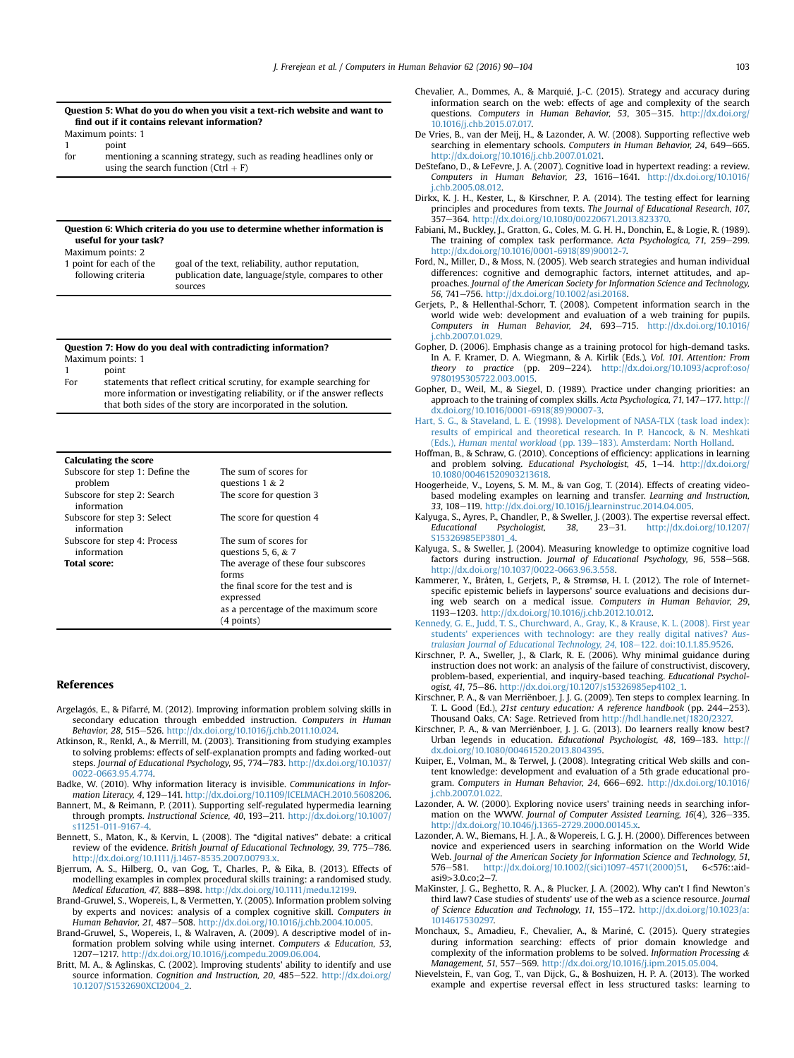**Question 5: What do you do when you visit a text-rich website and want to find out if it contains relevant information?**

Maximum points: 1

| | |
|---|---|
| 1 | point |
| for | mentioning a scanning strategy, such as reading headlines only or using the search function (Ctrl + F) |

**Question 6: Which criteria do you use to determine whether information is useful for your task?**

Maximum points: 2

| | |
|---|---|
| 1 point for each of the following criteria | goal of the text, reliability, author reputation, publication date, language/style, compares to other sources |

**Question 7: How do you deal with contradicting information?**

Maximum points: 1

| | |
|---|---|
| 1 | point |
| For | statements that reflect critical scrutiny, for example searching for more information or investigating reliability, or if the answer reflects that both sides of the story are incorporated in the solution. |

| **Calculating the score** | |
|---|---|
| Subscore for step 1: Define the problem | The sum of scores for questions 1 & 2 |
| Subscore for step 2: Search information | The score for question 3 |
| Subscore for step 3: Select information | The score for question 4 |
| Subscore for step 4: Process information | The sum of scores for questions 5, 6, & 7 |
| **Total score:** | The average of these four subscores forms the final score for the test and is expressed as a percentage of the maximum score (4 points) |

## References

Argelagós, E., & Pifarré, M. (2012). Improving information problem solving skills in secondary education through embedded instruction. *Computers in Human Behavior, 28*, 515–526. http://dx.doi.org/10.1016/j.chb.2011.10.024.

Atkinson, R., Renkl, A., & Merrill, M. (2003). Transitioning from studying examples to solving problems: effects of self-explanation prompts and fading worked-out steps. *Journal of Educational Psychology, 95*, 774–783. http://dx.doi.org/10.1037/0022-0663.95.4.774.

Badke, W. (2010). Why information literacy is invisible. *Communications in Information Literacy, 4*, 129–141. http://dx.doi.org/10.1109/ICELMACH.2010.5608206.

Bannert, M., & Reimann, P. (2011). Supporting self-regulated hypermedia learning through prompts. *Instructional Science, 40*, 193–211. http://dx.doi.org/10.1007/s11251-011-9167-4.

Bennett, S., Maton, K., & Kervin, L. (2008). The "digital natives" debate: a critical review of the evidence. *British Journal of Educational Technology, 39*, 775–786. http://dx.doi.org/10.1111/j.1467-8535.2007.00793.x.

Bjerrum, A. S., Hilberg, O., van Gog, T., Charles, P., & Eika, B. (2013). Effects of modelling examples in complex procedural skills training: a randomised study. *Medical Education, 47*, 888–898. http://dx.doi.org/10.1111/medu.12199.

Brand-Gruwel, S., Wopereis, I., & Vermetten, Y. (2005). Information problem solving by experts and novices: analysis of a complex cognitive skill. *Computers in Human Behavior, 21*, 487–508. http://dx.doi.org/10.1016/j.chb.2004.10.005.

Brand-Gruwel, S., Wopereis, I., & Walraven, A. (2009). A descriptive model of information problem solving while using internet. *Computers & Education, 53*, 1207–1217. http://dx.doi.org/10.1016/j.compedu.2009.06.004.

Britt, M. A., & Aglinskas, C. (2002). Improving students' ability to identify and use source information. *Cognition and Instruction, 20*, 485–522. http://dx.doi.org/10.1207/S1532690XCI2004_2.

Chevalier, A., Dommes, A., & Marquié, J.-C. (2015). Strategy and accuracy during information search on the web: effects of age and complexity of the search questions. *Computers in Human Behavior, 53*, 305–315. http://dx.doi.org/10.1016/j.chb.2015.07.017.

De Vries, B., van der Meij, H., & Lazonder, A. W. (2008). Supporting reflective web searching in elementary schools. *Computers in Human Behavior, 24*, 649–665. http://dx.doi.org/10.1016/j.chb.2007.01.021.

DeStefano, D., & LeFevre, J. A. (2007). Cognitive load in hypertext reading: a review. *Computers in Human Behavior, 23*, 1616–1641. http://dx.doi.org/10.1016/j.chb.2005.08.012.

Dirkx, K. J. H., Kester, L., & Kirschner, P. A. (2014). The testing effect for learning principles and procedures from texts. *The Journal of Educational Research, 107*, 357–364. http://dx.doi.org/10.1080/00220671.2013.823370.

Fabiani, M., Buckley, J., Gratton, G., Coles, M. G. H. H., Donchin, E., & Logie, R. (1989). The training of complex task performance. *Acta Psychologica, 71*, 259–299. http://dx.doi.org/10.1016/0001-6918(89)90012-7.

Ford, N., Miller, D., & Moss, N. (2005). Web search strategies and human individual differences: cognitive and demographic factors, internet attitudes, and approaches. *Journal of the American Society for Information Science and Technology, 56*, 741–756. http://dx.doi.org/10.1002/asi.20168.

Gerjets, P., & Hellenthal-Schorr, T. (2008). Competent information search in the world wide web: development and evaluation of a web training for pupils. *Computers in Human Behavior, 24*, 693–715. http://dx.doi.org/10.1016/j.chb.2007.01.029.

Gopher, D. (2006). Emphasis change as a training protocol for high-demand tasks. In A. F. Kramer, D. A. Wiegmann, & A. Kirlik (Eds.), *Vol. 101. Attention: From theory to practice* (pp. 209–224). http://dx.doi.org/10.1093/acprof:oso/9780195305722.003.0015.

Gopher, D., Weil, M., & Siegel, D. (1989). Practice under changing priorities: an approach to the training of complex skills. *Acta Psychologica, 71*, 147–177. http://dx.doi.org/10.1016/0001-6918(89)90007-3.

Hart, S. G., & Staveland, L. E. (1998). Development of NASA-TLX (task load index): results of empirical and theoretical research. In P. Hancock, & N. Meshkati (Eds.), *Human mental workload* (pp. 139–183). Amsterdam: North Holland.

Hoffman, B., & Schraw, G. (2010). Conceptions of efficiency: applications in learning and problem solving. *Educational Psychologist, 45*, 1–14. http://dx.doi.org/10.1080/00461520903213618.

Hoogerheide, V., Loyens, S. M. M., & van Gog, T. (2014). Effects of creating video-based modeling examples on learning and transfer. *Learning and Instruction, 33*, 108–119. http://dx.doi.org/10.1016/j.learninstruc.2014.04.005.

Kalyuga, S., Ayres, P., Chandler, P., & Sweller, J. (2003). The expertise reversal effect. *Educational Psychologist, 38*, 23–31. http://dx.doi.org/10.1207/S15326985EP3801_4.

Kalyuga, S., & Sweller, J. (2004). Measuring knowledge to optimize cognitive load factors during instruction. *Journal of Educational Psychology, 96*, 558–568. http://dx.doi.org/10.1037/0022-0663.96.3.558.

Kammerer, Y., Bråten, I., Gerjets, P., & Strømsø, H. I. (2012). The role of Internet-specific epistemic beliefs in laypersons' source evaluations and decisions during web search on a medical issue. *Computers in Human Behavior, 29*, 1193–1203. http://dx.doi.org/10.1016/j.chb.2012.10.012.

Kennedy, G. E., Judd, T. S., Churchward, A., Gray, K., & Krause, K. L. (2008). First year students' experiences with technology: are they really digital natives? *Australasian Journal of Educational Technology, 24*, 108–122. doi:10.1.1.85.9526.

Kirschner, P. A., Sweller, J., & Clark, R. E. (2006). Why minimal guidance during instruction does not work: an analysis of the failure of constructivist, discovery, problem-based, experiential, and inquiry-based teaching. *Educational Psychologist, 41*, 75–86. http://dx.doi.org/10.1207/s15326985ep4102_1.

Kirschner, P. A., & van Merriënboer, J. J. G. (2009). Ten steps to complex learning. In T. L. Good (Ed.), *21st century education: A reference handbook* (pp. 244–253). Thousand Oaks, CA: Sage. Retrieved from http://hdl.handle.net/1820/2327.

Kirschner, P. A., & van Merriënboer, J. J. G. (2013). Do learners really know best? Urban legends in education. *Educational Psychologist, 48*, 169–183. http://dx.doi.org/10.1080/00461520.2013.804395.

Kuiper, E., Volman, M., & Terwel, J. (2008). Integrating critical Web skills and content knowledge: development and evaluation of a 5th grade educational program. *Computers in Human Behavior, 24*, 666–692. http://dx.doi.org/10.1016/j.chb.2007.01.022.

Lazonder, A. W. (2000). Exploring novice users' training needs in searching information on the WWW. *Journal of Computer Assisted Learning, 16*(4), 326–335. http://dx.doi.org/10.1046/j.1365-2729.2000.00145.x.

Lazonder, A. W., Biemans, H. J. A., & Wopereis, I. G. J. H. (2000). Differences between novice and experienced users in searching information on the World Wide Web. *Journal of the American Society for Information Science and Technology, 51*, 576–581. http://dx.doi.org/10.1002/(sici)1097-4571(2000)51, 6<576::aid-asi9>3.0.co;2–7.

MaKinster, J. G., Beghetto, R. A., & Plucker, J. A. (2002). Why can't I find Newton's third law? Case studies of students' use of the web as a science resource. *Journal of Science Education and Technology, 11*, 155–172. http://dx.doi.org/10.1023/a:1014617530297.

Monchaux, S., Amadieu, F., Chevalier, A., & Mariné, C. (2015). Query strategies during information searching: effects of prior domain knowledge and complexity of the information problems to be solved. *Information Processing & Management, 51*, 557–569. http://dx.doi.org/10.1016/j.ipm.2015.05.004.

Nievelstein, F., van Gog, T., van Dijck, G., & Boshuizen, H. P. A. (2013). The worked example and expertise reversal effect in less structured tasks: learning to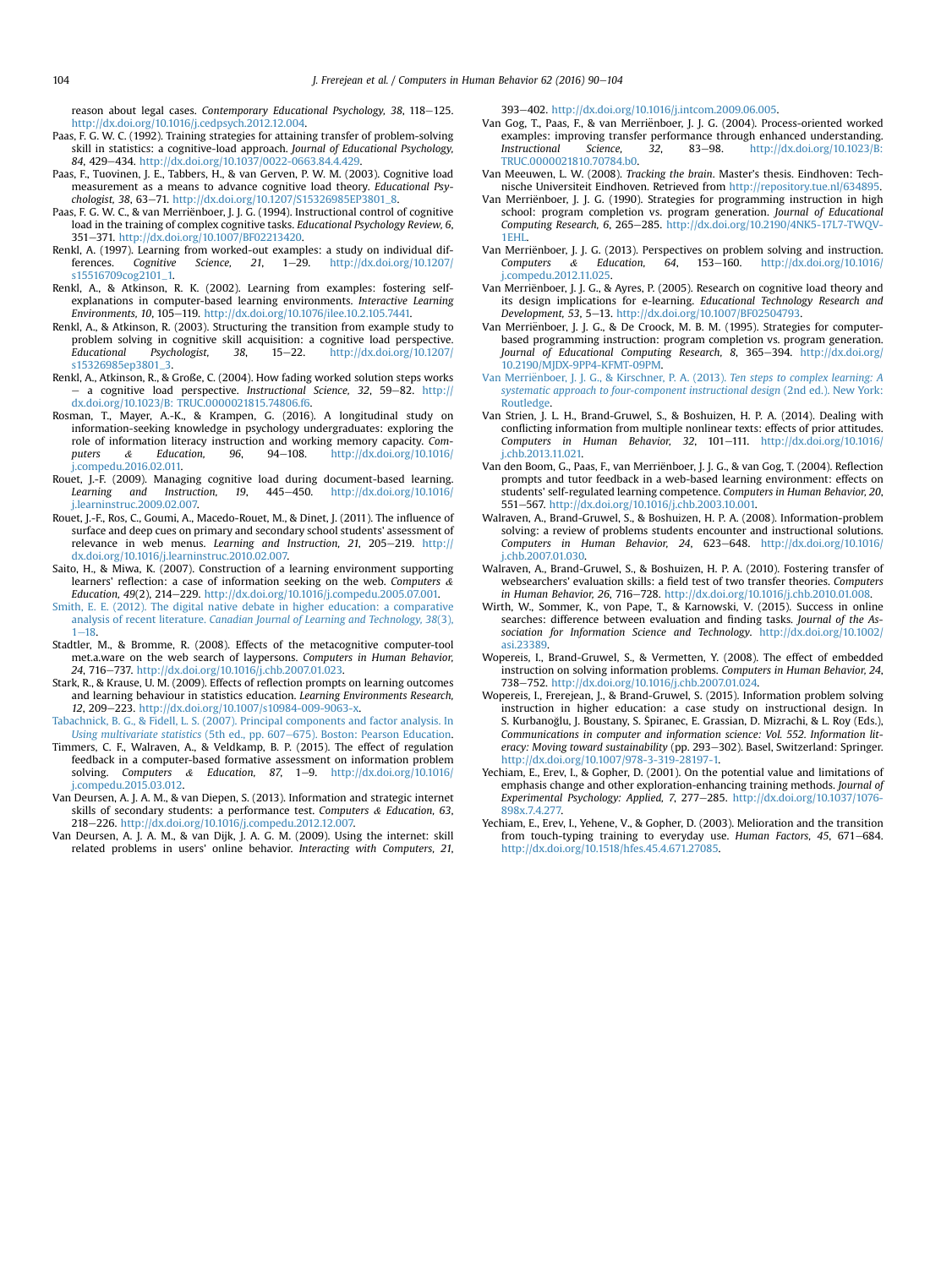reason about legal cases. *Contemporary Educational Psychology, 38*, 118–125. http://dx.doi.org/10.1016/j.cedpsych.2012.12.004.

Paas, F. G. W. C. (1992). Training strategies for attaining transfer of problem-solving skill in statistics: a cognitive-load approach. *Journal of Educational Psychology, 84*, 429–434. http://dx.doi.org/10.1037/0022-0663.84.4.429.

Paas, F., Tuovinen, J. E., Tabbers, H., & van Gerven, P. W. M. (2003). Cognitive load measurement as a means to advance cognitive load theory. *Educational Psychologist, 38*, 63–71. http://dx.doi.org/10.1207/S15326985EP3801_8.

Paas, F. G. W. C., & van Merriënboer, J. J. G. (1994). Instructional control of cognitive load in the training of complex cognitive tasks. *Educational Psychology Review, 6*, 351–371. http://dx.doi.org/10.1007/BF02213420.

Renkl, A. (1997). Learning from worked-out examples: a study on individual differences. *Cognitive Science, 21*, 1–29. http://dx.doi.org/10.1207/s15516709cog2101_1.

Renkl, A., & Atkinson, R. K. (2002). Learning from examples: fostering self-explanations in computer-based learning environments. *Interactive Learning Environments, 10*, 105–119. http://dx.doi.org/10.1076/ilee.10.2.105.7441.

Renkl, A., & Atkinson, R. (2003). Structuring the transition from example study to problem solving in cognitive skill acquisition: a cognitive load perspective. *Educational Psychologist, 38*, 15–22. http://dx.doi.org/10.1207/s15326985ep3801_3.

Renkl, A., Atkinson, R., & Große, C. (2004). How fading worked solution steps works – a cognitive load perspective. *Instructional Science, 32*, 59–82. http://dx.doi.org/10.1023/B: TRUC.0000021815.74806.f6.

Rosman, T., Mayer, A.-K., & Krampen, G. (2016). A longitudinal study on information-seeking knowledge in psychology undergraduates: exploring the role of information literacy instruction and working memory capacity. *Computers & Education, 96*, 94–108. http://dx.doi.org/10.1016/j.compedu.2016.02.011.

Rouet, J.-F. (2009). Managing cognitive load during document-based learning. *Learning and Instruction, 19*, 445–450. http://dx.doi.org/10.1016/j.learninstruc.2009.02.007.

Rouet, J.-F., Ros, C., Goumi, A., Macedo-Rouet, M., & Dinet, J. (2011). The influence of surface and deep cues on primary and secondary school students' assessment of relevance in web menus. *Learning and Instruction, 21*, 205–219. http://dx.doi.org/10.1016/j.learninstruc.2010.02.007.

Saito, H., & Miwa, K. (2007). Construction of a learning environment supporting learners' reflection: a case of information seeking on the web. *Computers & Education, 49*(2), 214–229. http://dx.doi.org/10.1016/j.compedu.2005.07.001.

Smith, E. E. (2012). The digital native debate in higher education: a comparative analysis of recent literature. *Canadian Journal of Learning and Technology, 38*(3), 1–18.

Stadtler, M., & Bromme, R. (2008). Effects of the metacognitive computer-tool met.a.ware on the web search of laypersons. *Computers in Human Behavior, 24*, 716–737. http://dx.doi.org/10.1016/j.chb.2007.01.023.

Stark, R., & Krause, U. M. (2009). Effects of reflection prompts on learning outcomes and learning behaviour in statistics education. *Learning Environments Research, 12*, 209–223. http://dx.doi.org/10.1007/s10984-009-9063-x.

Tabachnick, B. G., & Fidell, L. S. (2007). Principal components and factor analysis. In *Using multivariate statistics* (5th ed., pp. 607–675). Boston: Pearson Education.

Timmers, C. F., Walraven, A., & Veldkamp, B. P. (2015). The effect of regulation feedback in a computer-based formative assessment on information problem solving. *Computers & Education, 87*, 1–9. http://dx.doi.org/10.1016/j.compedu.2015.03.012.

Van Deursen, A. J. A. M., & van Diepen, S. (2013). Information and strategic internet skills of secondary students: a performance test. *Computers & Education, 63*, 218–226. http://dx.doi.org/10.1016/j.compedu.2012.12.007.

Van Deursen, A. J. A. M., & van Dijk, J. A. G. M. (2009). Using the internet: skill related problems in users' online behavior. *Interacting with Computers, 21*, 393–402. http://dx.doi.org/10.1016/j.intcom.2009.06.005.

Van Gog, T., Paas, F., & van Merriënboer, J. J. G. (2004). Process-oriented worked examples: improving transfer performance through enhanced understanding. *Instructional Science, 32*, 83–98. http://dx.doi.org/10.1023/B:TRUC.0000021810.70784.b0.

Van Meeuwen, L. W. (2008). *Tracking the brain*. Master's thesis. Eindhoven: Technische Universiteit Eindhoven. Retrieved from http://repository.tue.nl/634895.

Van Merriënboer, J. J. G. (1990). Strategies for programming instruction in high school: program completion vs. program generation. *Journal of Educational Computing Research, 6*, 265–285. http://dx.doi.org/10.2190/4NK5-17L7-TWQV-1EHL.

Van Merriënboer, J. J. G. (2013). Perspectives on problem solving and instruction. *Computers & Education, 64*, 153–160. http://dx.doi.org/10.1016/j.compedu.2012.11.025.

Van Merriënboer, J. J. G., & Ayres, P. (2005). Research on cognitive load theory and its design implications for e-learning. *Educational Technology Research and Development, 53*, 5–13. http://dx.doi.org/10.1007/BF02504793.

Van Merriënboer, J. J. G., & De Croock, M. B. M. (1995). Strategies for computer-based programming instruction: program completion vs. program generation. *Journal of Educational Computing Research, 8*, 365–394. http://dx.doi.org/10.2190/MJDX-9PP4-KFMT-09PM.

Van Merriënboer, J. J. G., & Kirschner, P. A. (2013). *Ten steps to complex learning: A systematic approach to four-component instructional design* (2nd ed.). New York: Routledge.

Van Strien, J. L. H., Brand-Gruwel, S., & Boshuizen, H. P. A. (2014). Dealing with conflicting information from multiple nonlinear texts: effects of prior attitudes. *Computers in Human Behavior, 32*, 101–111. http://dx.doi.org/10.1016/j.chb.2013.11.021.

Van den Boom, G., Paas, F., van Merriënboer, J. J. G., & van Gog, T. (2004). Reflection prompts and tutor feedback in a web-based learning environment: effects on students' self-regulated learning competence. *Computers in Human Behavior, 20*, 551–567. http://dx.doi.org/10.1016/j.chb.2003.10.001.

Walraven, A., Brand-Gruwel, S., & Boshuizen, H. P. A. (2008). Information-problem solving: a review of problems students encounter and instructional solutions. *Computers in Human Behavior, 24*, 623–648. http://dx.doi.org/10.1016/j.chb.2007.01.030.

Walraven, A., Brand-Gruwel, S., & Boshuizen, H. P. A. (2010). Fostering transfer of websearchers' evaluation skills: a field test of two transfer theories. *Computers in Human Behavior, 26*, 716–728. http://dx.doi.org/10.1016/j.chb.2010.01.008.

Wirth, W., Sommer, K., von Pape, T., & Karnowski, V. (2015). Success in online searches: difference between evaluation and finding tasks. *Journal of the Association for Information Science and Technology*. http://dx.doi.org/10.1002/asi.23389.

Wopereis, I., Brand-Gruwel, S., & Vermetten, Y. (2008). The effect of embedded instruction on solving information problems. *Computers in Human Behavior, 24*, 738–752. http://dx.doi.org/10.1016/j.chb.2007.01.024.

Wopereis, I., Frerejean, J., & Brand-Gruwel, S. (2015). Information problem solving instruction in higher education: a case study on instructional design. In S. Kurbanoğlu, J. Boustany, S. Špiranec, E. Grassian, D. Mizrachi, & L. Roy (Eds.), *Communications in computer and information science: Vol. 552. Information literacy: Moving toward sustainability* (pp. 293–302). Basel, Switzerland: Springer. http://dx.doi.org/10.1007/978-3-319-28197-1.

Yechiam, E., Erev, I., & Gopher, D. (2001). On the potential value and limitations of emphasis change and other exploration-enhancing training methods. *Journal of Experimental Psychology: Applied, 7*, 277–285. http://dx.doi.org/10.1037/1076-898x.7.4.277.

Yechiam, E., Erev, I., Yehene, V., & Gopher, D. (2003). Melioration and the transition from touch-typing training to everyday use. *Human Factors, 45*, 671–684. http://dx.doi.org/10.1518/hfes.45.4.671.27085.